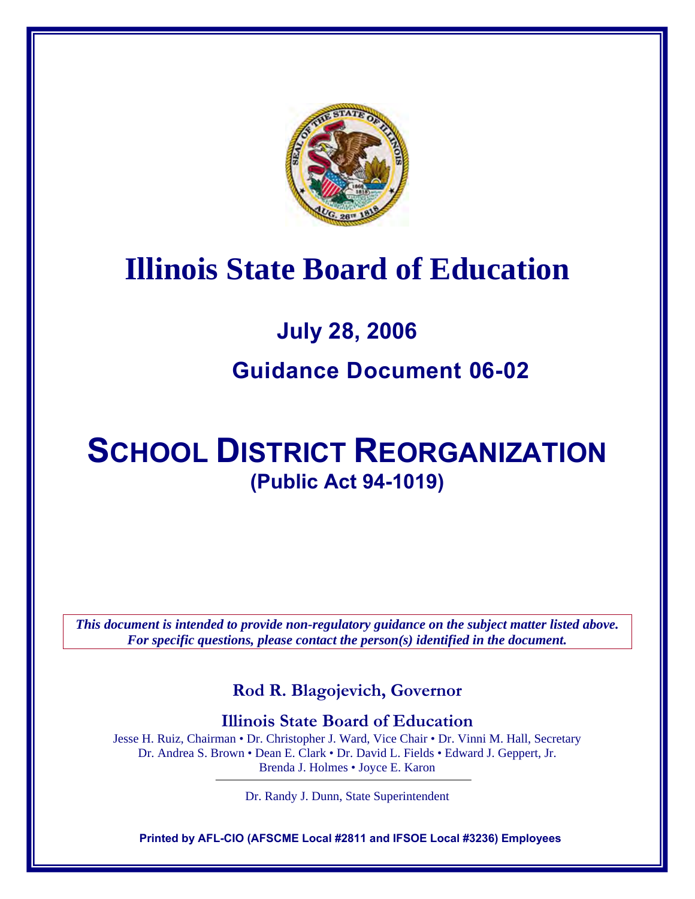# Illinois State Board of Education

## July 28, 2006

## Guidance Document 06-02

# SCHOOL DISTRICT REORGANIZATION

## (Public Act 94-1019)

***This document is intended to provide non-regulatory guidance on the subject matter listed above. For specific questions, please contact the person(s) identified in the document.***

**Rod R. Blagojevich, Governor**

**Illinois State Board of Education**

Jesse H. Ruiz, Chairman • Dr. Christopher J. Ward, Vice Chair • Dr. Vinni M. Hall, Secretary
Dr. Andrea S. Brown • Dean E. Clark • Dr. David L. Fields • Edward J. Geppert, Jr.
Brenda J. Holmes • Joyce E. Karon

Dr. Randy J. Dunn, State Superintendent

**Printed by AFL-CIO (AFSCME Local #2811 and IFSOE Local #3236) Employees**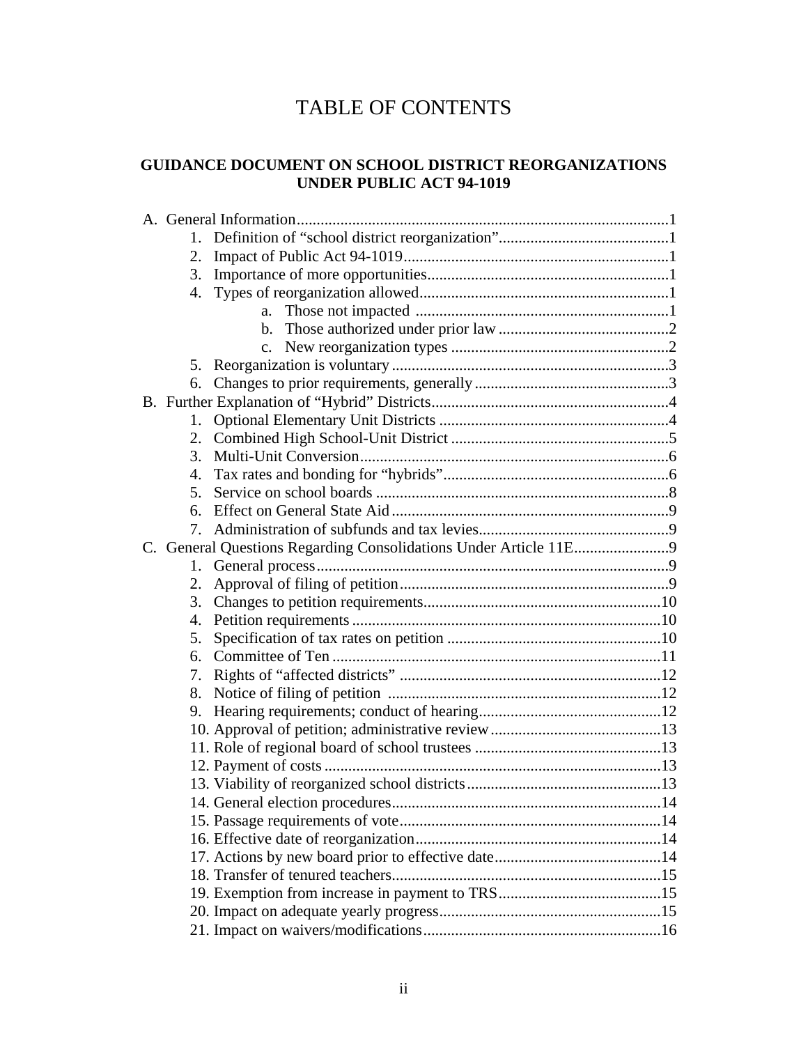# TABLE OF CONTENTS

## GUIDANCE DOCUMENT ON SCHOOL DISTRICT REORGANIZATIONS UNDER PUBLIC ACT 94-1019

A. General Information.............................................................................................1
   1. Definition of "school district reorganization"...........................................1
   2. Impact of Public Act 94-1019...................................................................1
   3. Importance of more opportunities.............................................................1
   4. Types of reorganization allowed...............................................................1
      a. Those not impacted ................................................................1
      b. Those authorized under prior law ...........................................2
      c. New reorganization types .......................................................2
   5. Reorganization is voluntary......................................................................3
   6. Changes to prior requirements, generally .................................................3

B. Further Explanation of "Hybrid" Districts............................................................4
   1. Optional Elementary Unit Districts ..........................................................4
   2. Combined High School-Unit District .......................................................5
   3. Multi-Unit Conversion..............................................................................6
   4. Tax rates and bonding for "hybrids".........................................................6
   5. Service on school boards ..........................................................................8
   6. Effect on General State Aid ......................................................................9
   7. Administration of subfunds and tax levies................................................9

C. General Questions Regarding Consolidations Under Article 11E........................9
   1. General process .........................................................................................9
   2. Approval of filing of petition....................................................................9
   3. Changes to petition requirements............................................................10
   4. Petition requirements ..............................................................................10
   5. Specification of tax rates on petition ......................................................10
   6. Committee of Ten ...................................................................................11
   7. Rights of "affected districts" ..................................................................12
   8. Notice of filing of petition .....................................................................12
   9. Hearing requirements; conduct of hearing..............................................12
   10. Approval of petition; administrative review...........................................13
   11. Role of regional board of school trustees ...............................................13
   12. Payment of costs .....................................................................................13
   13. Viability of reorganized school districts .................................................13
   14. General election procedures....................................................................14
   15. Passage requirements of vote..................................................................14
   16. Effective date of reorganization..............................................................14
   17. Actions by new board prior to effective date..........................................14
   18. Transfer of tenured teachers....................................................................15
   19. Exemption from increase in payment to TRS.........................................15
   20. Impact on adequate yearly progress........................................................15
   21. Impact on waivers/modifications............................................................16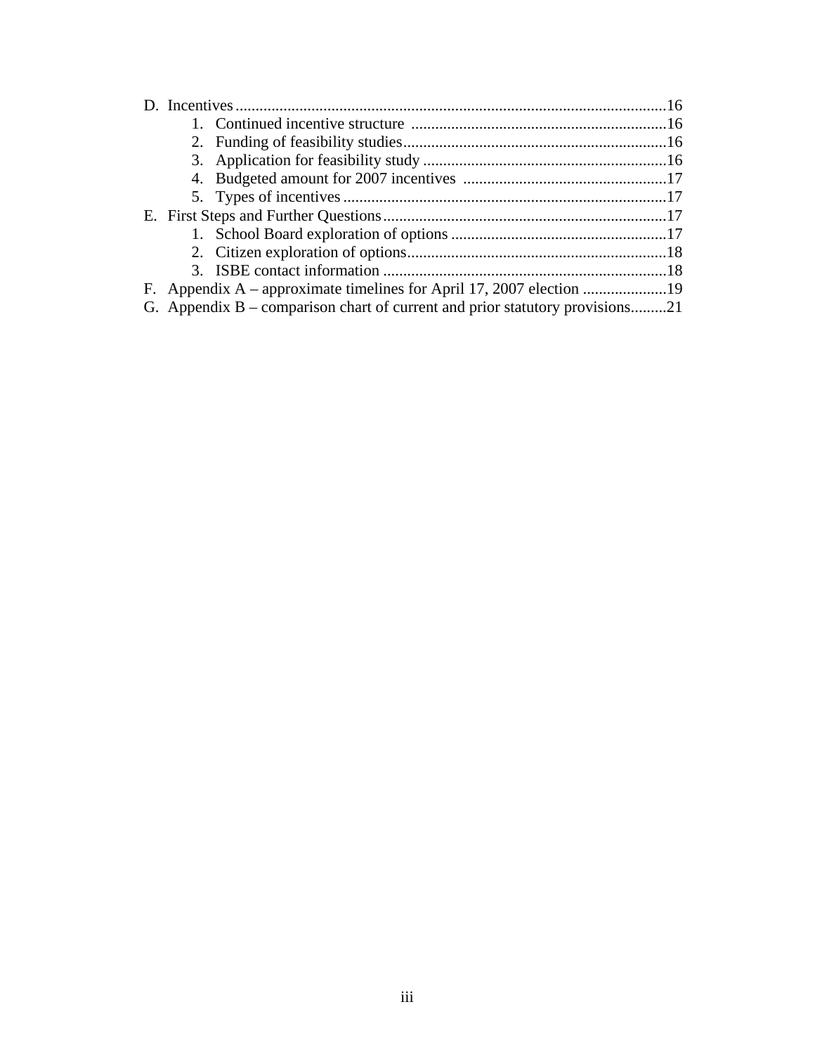D. Incentives ........................................................................................................16
   1. Continued incentive structure ................................................................16
   2. Funding of feasibility studies..................................................................16
   3. Application for feasibility study .............................................................16
   4. Budgeted amount for 2007 incentives ...................................................17
   5. Types of incentives .................................................................................17

E. First Steps and Further Questions.......................................................................17
   1. School Board exploration of options ......................................................17
   2. Citizen exploration of options.................................................................18
   3. ISBE contact information .......................................................................18

F. Appendix A – approximate timelines for April 17, 2007 election .....................19

G. Appendix B – comparison chart of current and prior statutory provisions.........21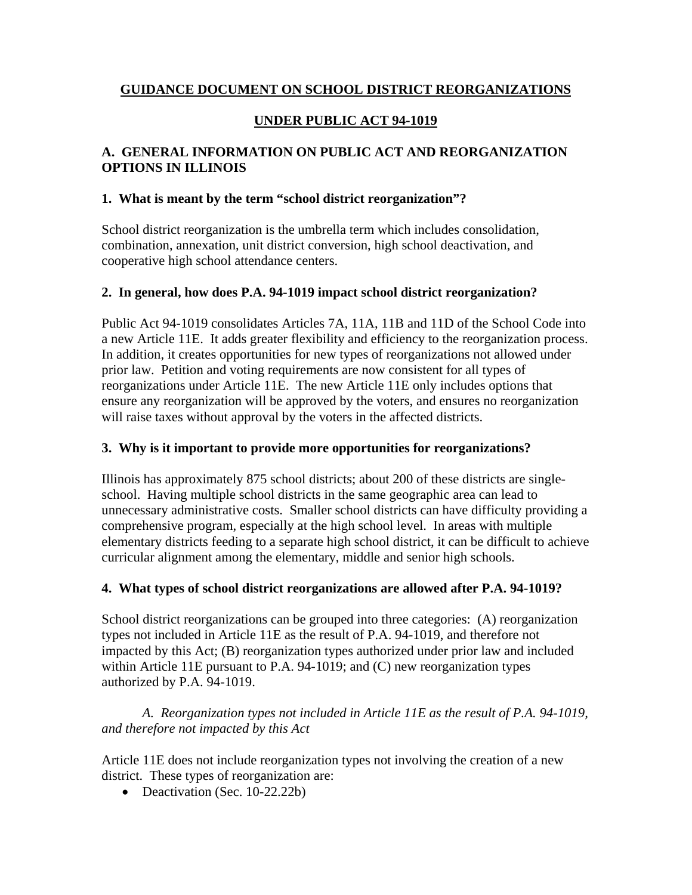## GUIDANCE DOCUMENT ON SCHOOL DISTRICT REORGANIZATIONS

## UNDER PUBLIC ACT 94-1019

### A. GENERAL INFORMATION ON PUBLIC ACT AND REORGANIZATION OPTIONS IN ILLINOIS

#### 1. What is meant by the term "school district reorganization"?

School district reorganization is the umbrella term which includes consolidation, combination, annexation, unit district conversion, high school deactivation, and cooperative high school attendance centers.

#### 2. In general, how does P.A. 94-1019 impact school district reorganization?

Public Act 94-1019 consolidates Articles 7A, 11A, 11B and 11D of the School Code into a new Article 11E. It adds greater flexibility and efficiency to the reorganization process. In addition, it creates opportunities for new types of reorganizations not allowed under prior law. Petition and voting requirements are now consistent for all types of reorganizations under Article 11E. The new Article 11E only includes options that ensure any reorganization will be approved by the voters, and ensures no reorganization will raise taxes without approval by the voters in the affected districts.

#### 3. Why is it important to provide more opportunities for reorganizations?

Illinois has approximately 875 school districts; about 200 of these districts are single-school. Having multiple school districts in the same geographic area can lead to unnecessary administrative costs. Smaller school districts can have difficulty providing a comprehensive program, especially at the high school level. In areas with multiple elementary districts feeding to a separate high school district, it can be difficult to achieve curricular alignment among the elementary, middle and senior high schools.

#### 4. What types of school district reorganizations are allowed after P.A. 94-1019?

School district reorganizations can be grouped into three categories: (A) reorganization types not included in Article 11E as the result of P.A. 94-1019, and therefore not impacted by this Act; (B) reorganization types authorized under prior law and included within Article 11E pursuant to P.A. 94-1019; and (C) new reorganization types authorized by P.A. 94-1019.

*A. Reorganization types not included in Article 11E as the result of P.A. 94-1019, and therefore not impacted by this Act*

Article 11E does not include reorganization types not involving the creation of a new district. These types of reorganization are:

- Deactivation (Sec. 10-22.22b)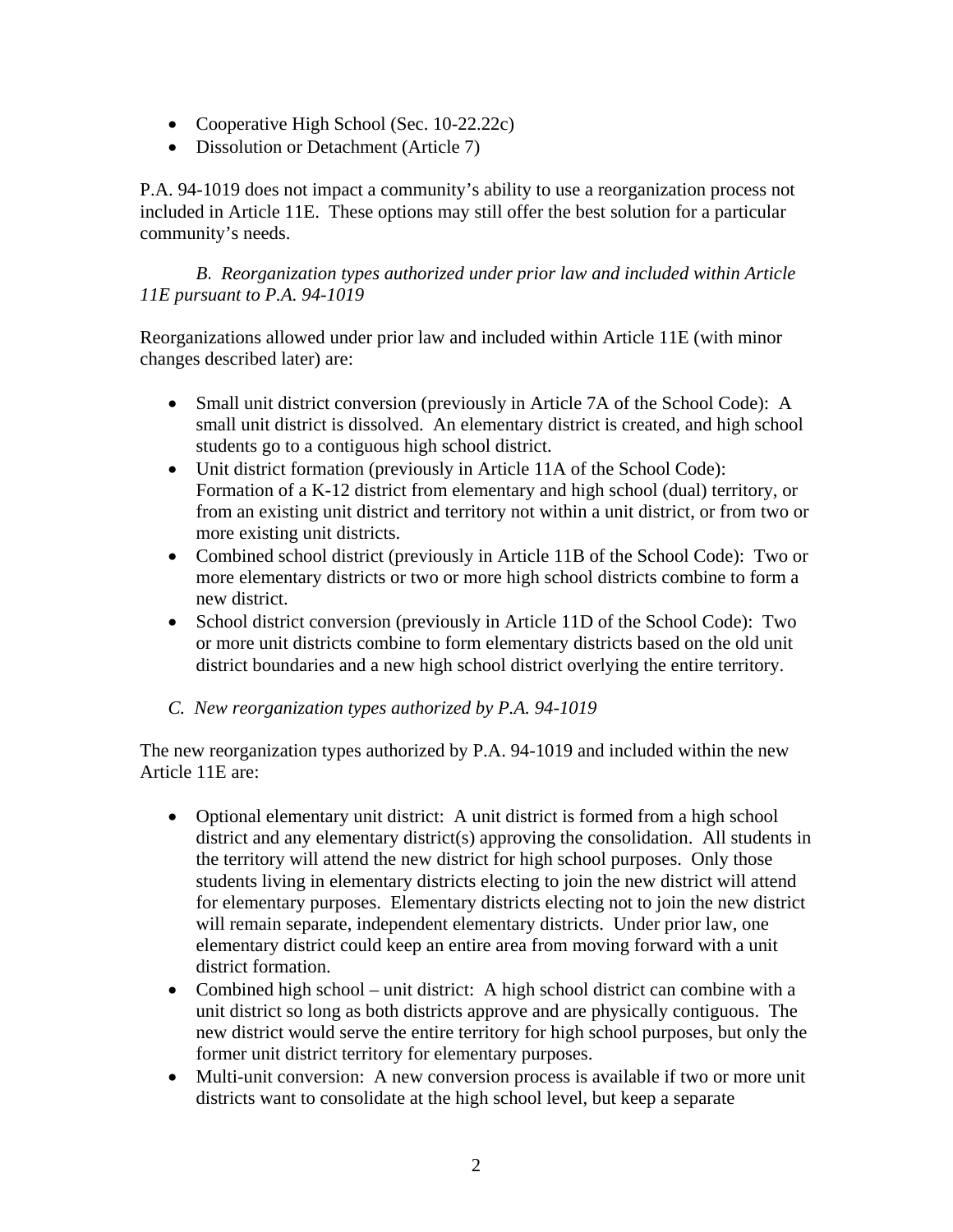- Cooperative High School (Sec. 10-22.22c)
- Dissolution or Detachment (Article 7)

P.A. 94-1019 does not impact a community's ability to use a reorganization process not included in Article 11E. These options may still offer the best solution for a particular community's needs.

*B. Reorganization types authorized under prior law and included within Article 11E pursuant to P.A. 94-1019*

Reorganizations allowed under prior law and included within Article 11E (with minor changes described later) are:

- Small unit district conversion (previously in Article 7A of the School Code): A small unit district is dissolved. An elementary district is created, and high school students go to a contiguous high school district.
- Unit district formation (previously in Article 11A of the School Code): Formation of a K-12 district from elementary and high school (dual) territory, or from an existing unit district and territory not within a unit district, or from two or more existing unit districts.
- Combined school district (previously in Article 11B of the School Code): Two or more elementary districts or two or more high school districts combine to form a new district.
- School district conversion (previously in Article 11D of the School Code): Two or more unit districts combine to form elementary districts based on the old unit district boundaries and a new high school district overlying the entire territory.

*C. New reorganization types authorized by P.A. 94-1019*

The new reorganization types authorized by P.A. 94-1019 and included within the new Article 11E are:

- Optional elementary unit district: A unit district is formed from a high school district and any elementary district(s) approving the consolidation. All students in the territory will attend the new district for high school purposes. Only those students living in elementary districts electing to join the new district will attend for elementary purposes. Elementary districts electing not to join the new district will remain separate, independent elementary districts. Under prior law, one elementary district could keep an entire area from moving forward with a unit district formation.
- Combined high school – unit district: A high school district can combine with a unit district so long as both districts approve and are physically contiguous. The new district would serve the entire territory for high school purposes, but only the former unit district territory for elementary purposes.
- Multi-unit conversion: A new conversion process is available if two or more unit districts want to consolidate at the high school level, but keep a separate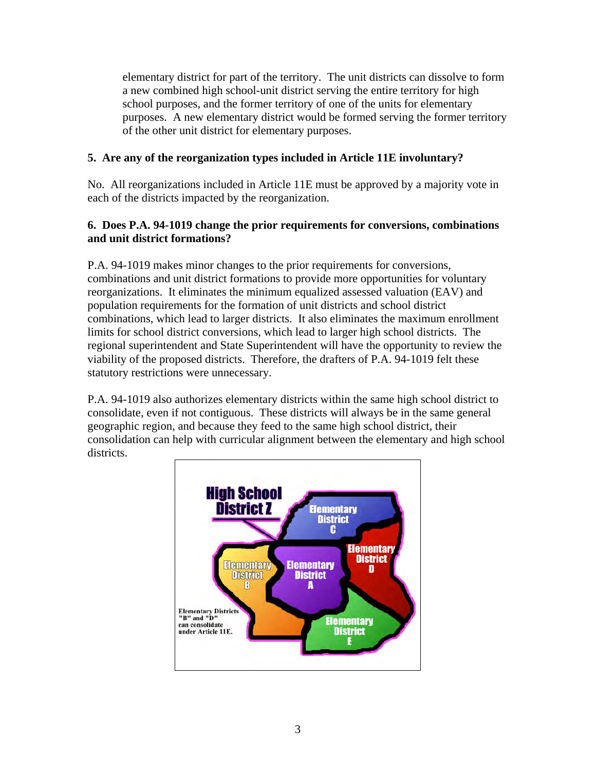elementary district for part of the territory. The unit districts can dissolve to form a new combined high school-unit district serving the entire territory for high school purposes, and the former territory of one of the units for elementary purposes. A new elementary district would be formed serving the former territory of the other unit district for elementary purposes.

**5. Are any of the reorganization types included in Article 11E involuntary?**

No. All reorganizations included in Article 11E must be approved by a majority vote in each of the districts impacted by the reorganization.

**6. Does P.A. 94-1019 change the prior requirements for conversions, combinations and unit district formations?**

P.A. 94-1019 makes minor changes to the prior requirements for conversions, combinations and unit district formations to provide more opportunities for voluntary reorganizations. It eliminates the minimum equalized assessed valuation (EAV) and population requirements for the formation of unit districts and school district combinations, which lead to larger districts. It also eliminates the maximum enrollment limits for school district conversions, which lead to larger high school districts. The regional superintendent and State Superintendent will have the opportunity to review the viability of the proposed districts. Therefore, the drafters of P.A. 94-1019 felt these statutory restrictions were unnecessary.

P.A. 94-1019 also authorizes elementary districts within the same high school district to consolidate, even if not contiguous. These districts will always be in the same general geographic region, and because they feed to the same high school district, their consolidation can help with curricular alignment between the elementary and high school districts.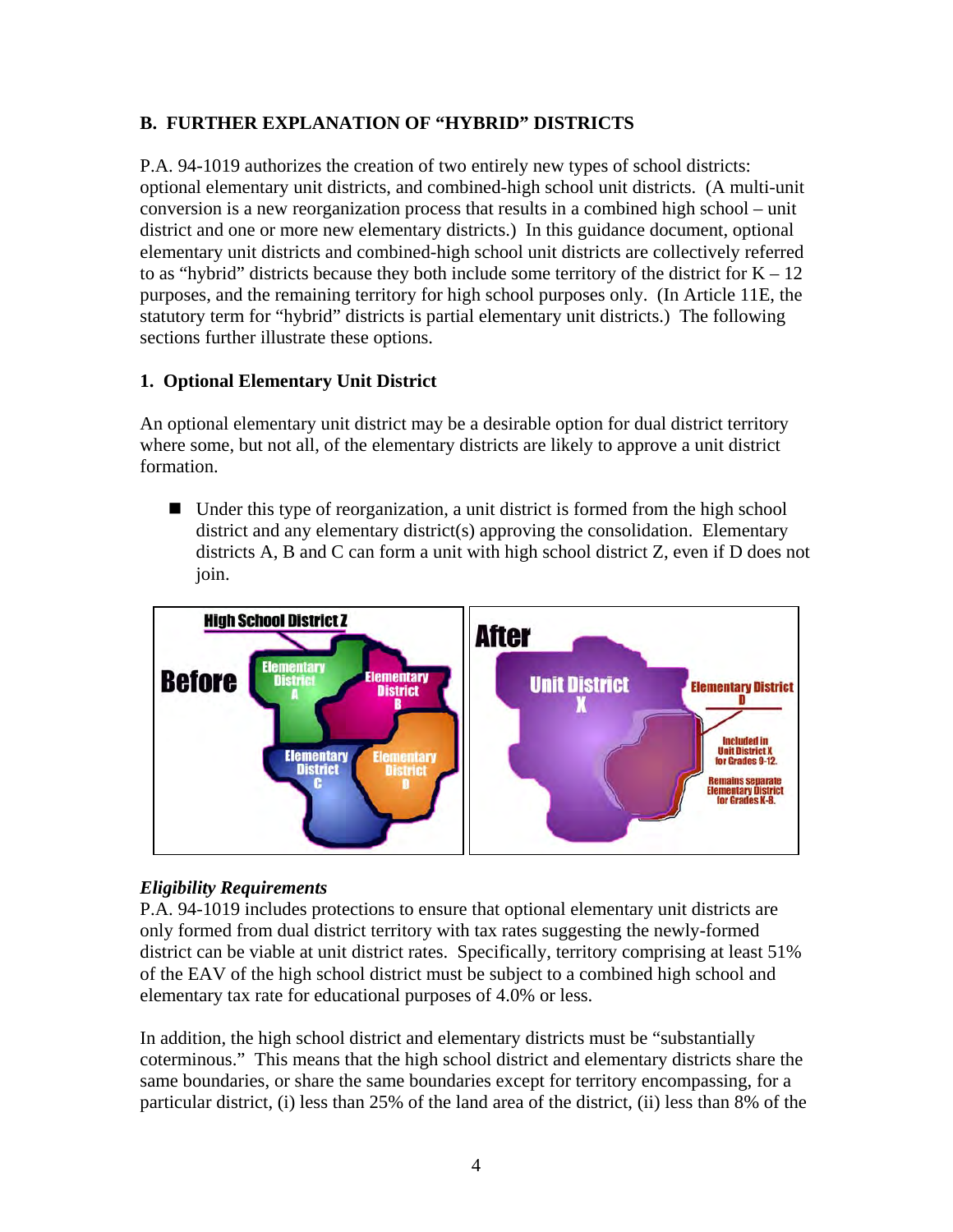## B. FURTHER EXPLANATION OF "HYBRID" DISTRICTS

P.A. 94-1019 authorizes the creation of two entirely new types of school districts: optional elementary unit districts, and combined-high school unit districts. (A multi-unit conversion is a new reorganization process that results in a combined high school – unit district and one or more new elementary districts.) In this guidance document, optional elementary unit districts and combined-high school unit districts are collectively referred to as "hybrid" districts because they both include some territory of the district for K – 12 purposes, and the remaining territory for high school purposes only. (In Article 11E, the statutory term for "hybrid" districts is partial elementary unit districts.) The following sections further illustrate these options.

### 1. Optional Elementary Unit District

An optional elementary unit district may be a desirable option for dual district territory where some, but not all, of the elementary districts are likely to approve a unit district formation.

- Under this type of reorganization, a unit district is formed from the high school district and any elementary district(s) approving the consolidation. Elementary districts A, B and C can form a unit with high school district Z, even if D does not join.

*Eligibility Requirements*

P.A. 94-1019 includes protections to ensure that optional elementary unit districts are only formed from dual district territory with tax rates suggesting the newly-formed district can be viable at unit district rates. Specifically, territory comprising at least 51% of the EAV of the high school district must be subject to a combined high school and elementary tax rate for educational purposes of 4.0% or less.

In addition, the high school district and elementary districts must be "substantially coterminous." This means that the high school district and elementary districts share the same boundaries, or share the same boundaries except for territory encompassing, for a particular district, (i) less than 25% of the land area of the district, (ii) less than 8% of the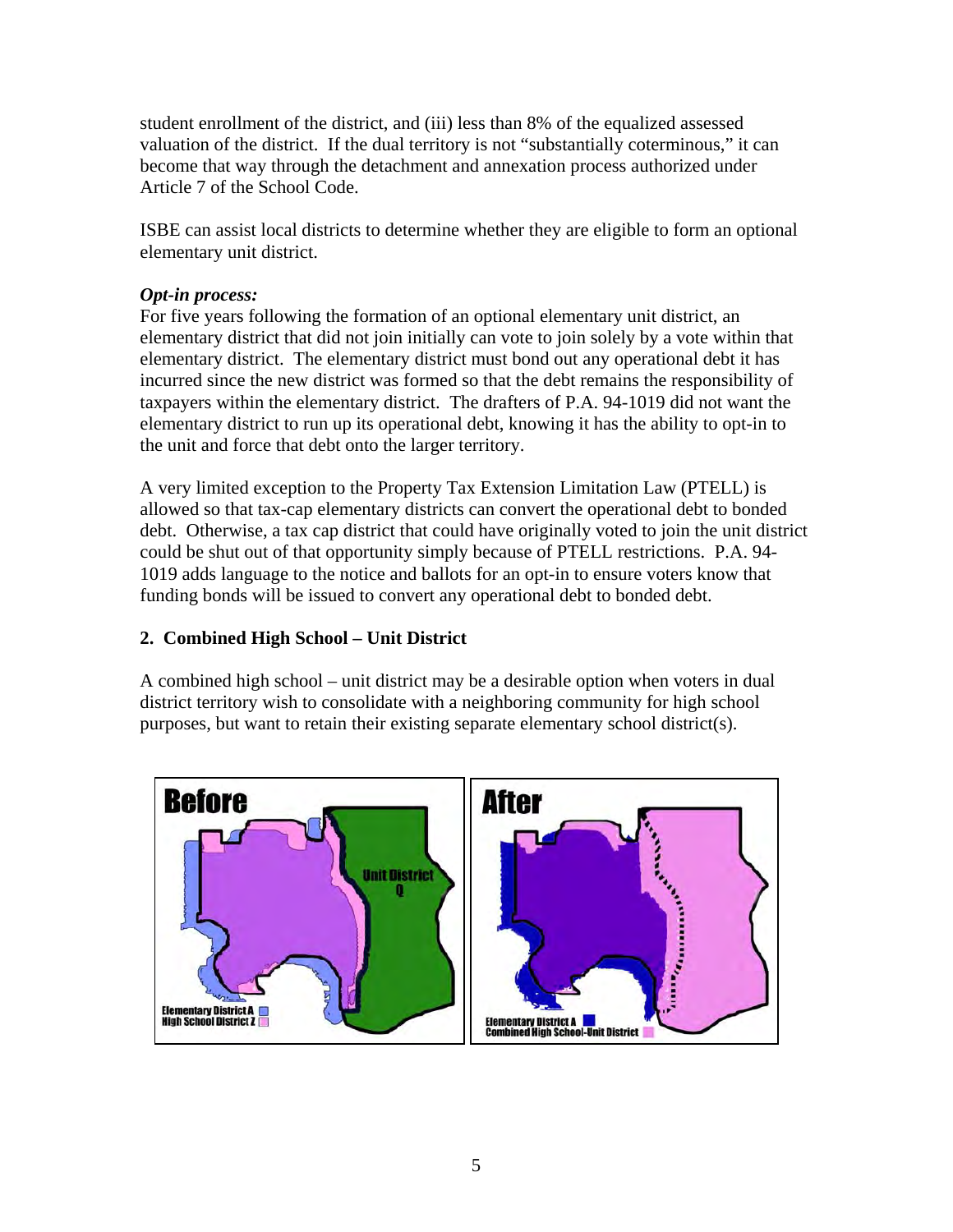student enrollment of the district, and (iii) less than 8% of the equalized assessed valuation of the district. If the dual territory is not "substantially coterminous," it can become that way through the detachment and annexation process authorized under Article 7 of the School Code.

ISBE can assist local districts to determine whether they are eligible to form an optional elementary unit district.

***Opt-in process:***

For five years following the formation of an optional elementary unit district, an elementary district that did not join initially can vote to join solely by a vote within that elementary district. The elementary district must bond out any operational debt it has incurred since the new district was formed so that the debt remains the responsibility of taxpayers within the elementary district. The drafters of P.A. 94-1019 did not want the elementary district to run up its operational debt, knowing it has the ability to opt-in to the unit and force that debt onto the larger territory.

A very limited exception to the Property Tax Extension Limitation Law (PTELL) is allowed so that tax-cap elementary districts can convert the operational debt to bonded debt. Otherwise, a tax cap district that could have originally voted to join the unit district could be shut out of that opportunity simply because of PTELL restrictions. P.A. 94-1019 adds language to the notice and ballots for an opt-in to ensure voters know that funding bonds will be issued to convert any operational debt to bonded debt.

## 2. Combined High School – Unit District

A combined high school – unit district may be a desirable option when voters in dual district territory wish to consolidate with a neighboring community for high school purposes, but want to retain their existing separate elementary school district(s).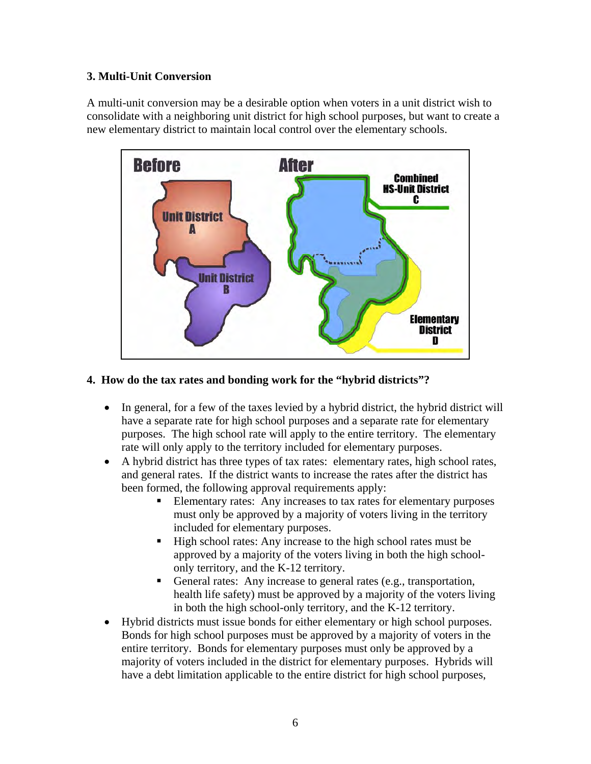### 3. Multi-Unit Conversion

A multi-unit conversion may be a desirable option when voters in a unit district wish to consolidate with a neighboring unit district for high school purposes, but want to create a new elementary district to maintain local control over the elementary schools.

### 4. How do the tax rates and bonding work for the "hybrid districts"?

- In general, for a few of the taxes levied by a hybrid district, the hybrid district will have a separate rate for high school purposes and a separate rate for elementary purposes. The high school rate will apply to the entire territory. The elementary rate will only apply to the territory included for elementary purposes.
- A hybrid district has three types of tax rates: elementary rates, high school rates, and general rates. If the district wants to increase the rates after the district has been formed, the following approval requirements apply:
  - Elementary rates: Any increases to tax rates for elementary purposes must only be approved by a majority of voters living in the territory included for elementary purposes.
  - High school rates: Any increase to the high school rates must be approved by a majority of the voters living in both the high school-only territory, and the K-12 territory.
  - General rates: Any increase to general rates (e.g., transportation, health life safety) must be approved by a majority of the voters living in both the high school-only territory, and the K-12 territory.
- Hybrid districts must issue bonds for either elementary or high school purposes. Bonds for high school purposes must be approved by a majority of voters in the entire territory. Bonds for elementary purposes must only be approved by a majority of voters included in the district for elementary purposes. Hybrids will have a debt limitation applicable to the entire district for high school purposes,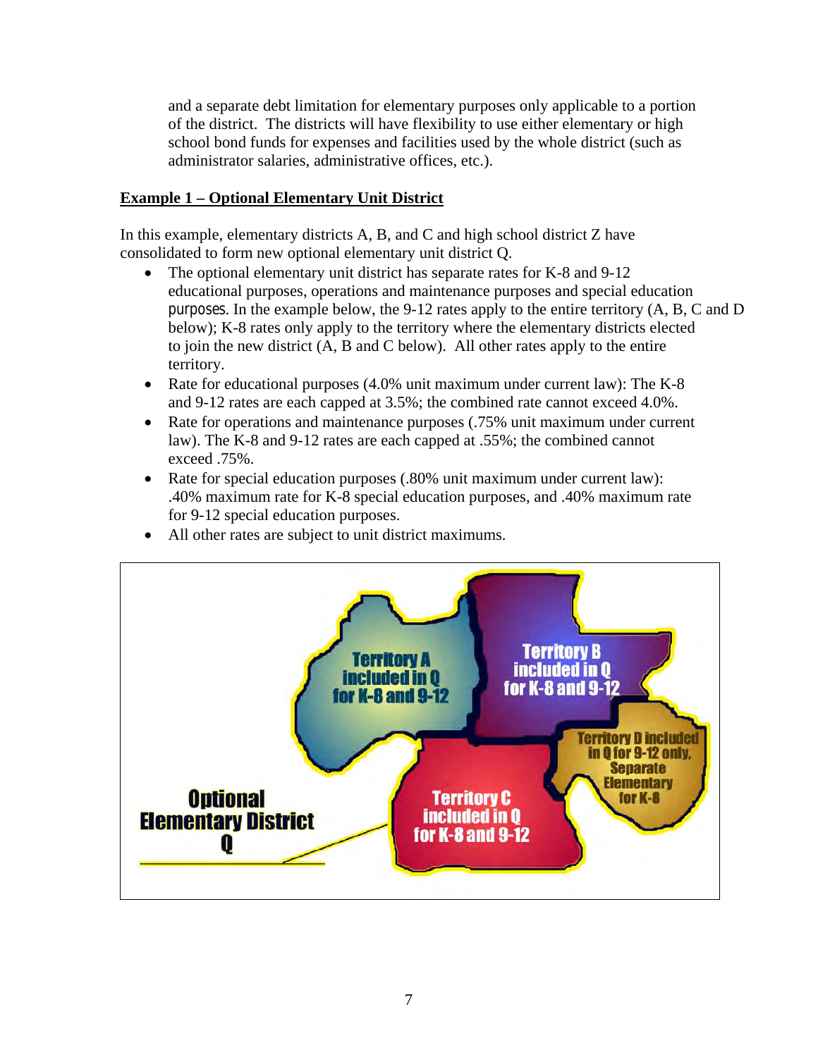and a separate debt limitation for elementary purposes only applicable to a portion of the district. The districts will have flexibility to use either elementary or high school bond funds for expenses and facilities used by the whole district (such as administrator salaries, administrative offices, etc.).

**Example 1 – Optional Elementary Unit District**

In this example, elementary districts A, B, and C and high school district Z have consolidated to form new optional elementary unit district Q.

- The optional elementary unit district has separate rates for K-8 and 9-12 educational purposes, operations and maintenance purposes and special education purposes. In the example below, the 9-12 rates apply to the entire territory (A, B, C and D below); K-8 rates only apply to the territory where the elementary districts elected to join the new district (A, B and C below). All other rates apply to the entire territory.
- Rate for educational purposes (4.0% unit maximum under current law): The K-8 and 9-12 rates are each capped at 3.5%; the combined rate cannot exceed 4.0%.
- Rate for operations and maintenance purposes (.75% unit maximum under current law). The K-8 and 9-12 rates are each capped at .55%; the combined cannot exceed .75%.
- Rate for special education purposes (.80% unit maximum under current law): .40% maximum rate for K-8 special education purposes, and .40% maximum rate for 9-12 special education purposes.
- All other rates are subject to unit district maximums.

Territory A included in Q for K-8 and 9-12

Territory B included in Q for K-8 and 9-12

Territory C included in Q for K-8 and 9-12

Territory D included in Q for 9-12 only, Separate Elementary for K-8

Optional Elementary District Q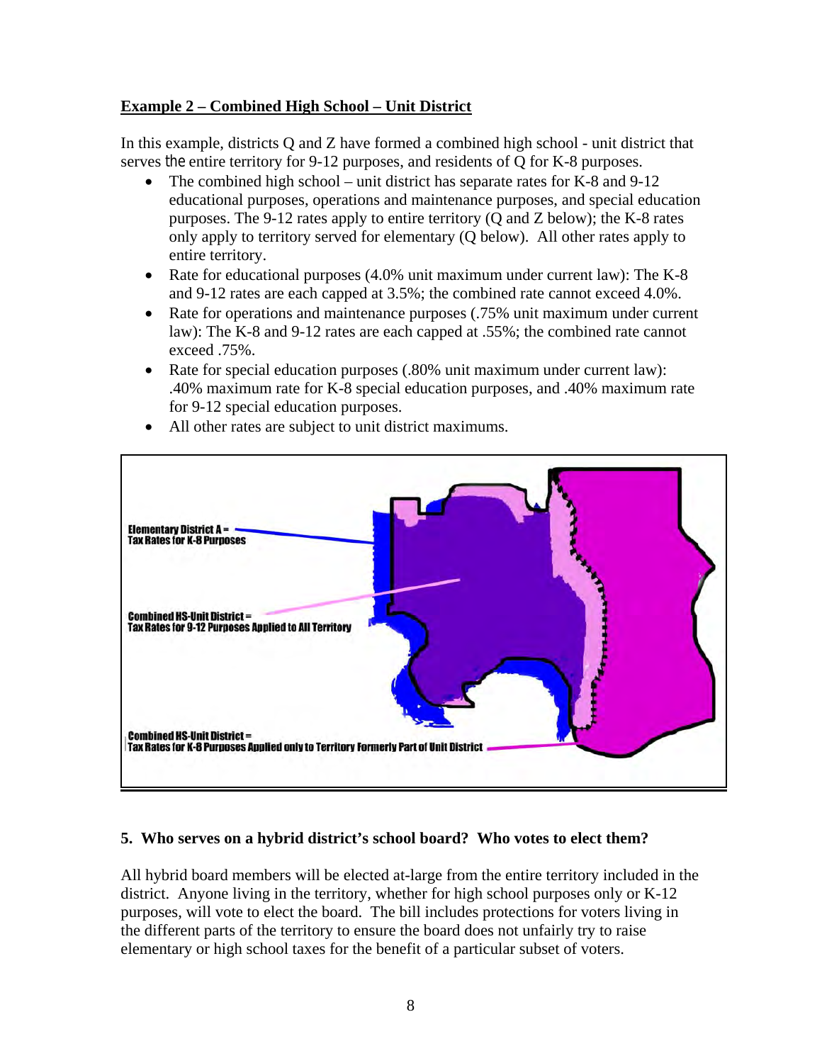**Example 2 – Combined High School – Unit District**

In this example, districts Q and Z have formed a combined high school - unit district that serves the entire territory for 9-12 purposes, and residents of Q for K-8 purposes.

- The combined high school – unit district has separate rates for K-8 and 9-12 educational purposes, operations and maintenance purposes, and special education purposes. The 9-12 rates apply to entire territory (Q and Z below); the K-8 rates only apply to territory served for elementary (Q below). All other rates apply to entire territory.
- Rate for educational purposes (4.0% unit maximum under current law): The K-8 and 9-12 rates are each capped at 3.5%; the combined rate cannot exceed 4.0%.
- Rate for operations and maintenance purposes (.75% unit maximum under current law): The K-8 and 9-12 rates are each capped at .55%; the combined rate cannot exceed .75%.
- Rate for special education purposes (.80% unit maximum under current law): .40% maximum rate for K-8 special education purposes, and .40% maximum rate for 9-12 special education purposes.
- All other rates are subject to unit district maximums.

Elementary District A = Tax Rates for K-8 Purposes

Combined HS-Unit District = Tax Rates for 9-12 Purposes Applied to All Territory

Combined HS-Unit District = Tax Rates for K-8 Purposes Applied only to Territory Formerly Part of Unit District

**5. Who serves on a hybrid district's school board? Who votes to elect them?**

All hybrid board members will be elected at-large from the entire territory included in the district. Anyone living in the territory, whether for high school purposes only or K-12 purposes, will vote to elect the board. The bill includes protections for voters living in the different parts of the territory to ensure the board does not unfairly try to raise elementary or high school taxes for the benefit of a particular subset of voters.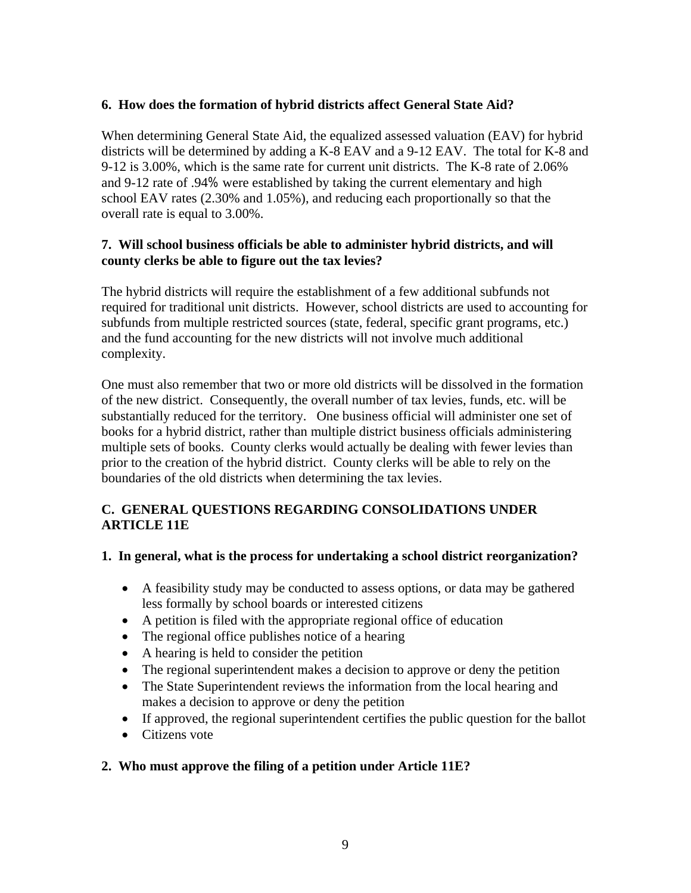**6. How does the formation of hybrid districts affect General State Aid?**

When determining General State Aid, the equalized assessed valuation (EAV) for hybrid districts will be determined by adding a K-8 EAV and a 9-12 EAV. The total for K-8 and 9-12 is 3.00%, which is the same rate for current unit districts. The K-8 rate of 2.06% and 9-12 rate of .94% were established by taking the current elementary and high school EAV rates (2.30% and 1.05%), and reducing each proportionally so that the overall rate is equal to 3.00%.

**7. Will school business officials be able to administer hybrid districts, and will county clerks be able to figure out the tax levies?**

The hybrid districts will require the establishment of a few additional subfunds not required for traditional unit districts. However, school districts are used to accounting for subfunds from multiple restricted sources (state, federal, specific grant programs, etc.) and the fund accounting for the new districts will not involve much additional complexity.

One must also remember that two or more old districts will be dissolved in the formation of the new district. Consequently, the overall number of tax levies, funds, etc. will be substantially reduced for the territory. One business official will administer one set of books for a hybrid district, rather than multiple district business officials administering multiple sets of books. County clerks would actually be dealing with fewer levies than prior to the creation of the hybrid district. County clerks will be able to rely on the boundaries of the old districts when determining the tax levies.

## C. GENERAL QUESTIONS REGARDING CONSOLIDATIONS UNDER ARTICLE 11E

**1. In general, what is the process for undertaking a school district reorganization?**

- A feasibility study may be conducted to assess options, or data may be gathered less formally by school boards or interested citizens
- A petition is filed with the appropriate regional office of education
- The regional office publishes notice of a hearing
- A hearing is held to consider the petition
- The regional superintendent makes a decision to approve or deny the petition
- The State Superintendent reviews the information from the local hearing and makes a decision to approve or deny the petition
- If approved, the regional superintendent certifies the public question for the ballot
- Citizens vote

**2. Who must approve the filing of a petition under Article 11E?**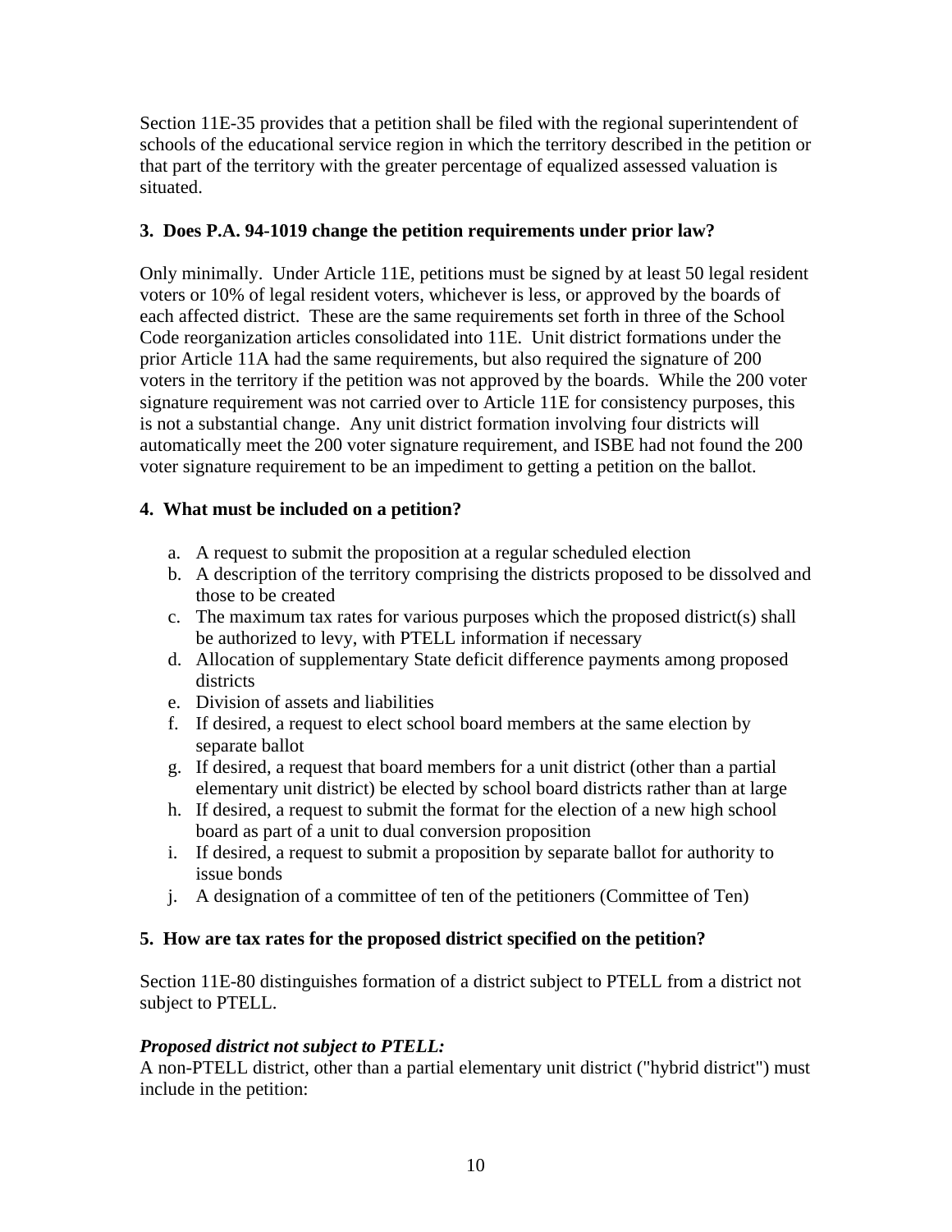Section 11E-35 provides that a petition shall be filed with the regional superintendent of schools of the educational service region in which the territory described in the petition or that part of the territory with the greater percentage of equalized assessed valuation is situated.

### 3. Does P.A. 94-1019 change the petition requirements under prior law?

Only minimally. Under Article 11E, petitions must be signed by at least 50 legal resident voters or 10% of legal resident voters, whichever is less, or approved by the boards of each affected district. These are the same requirements set forth in three of the School Code reorganization articles consolidated into 11E. Unit district formations under the prior Article 11A had the same requirements, but also required the signature of 200 voters in the territory if the petition was not approved by the boards. While the 200 voter signature requirement was not carried over to Article 11E for consistency purposes, this is not a substantial change. Any unit district formation involving four districts will automatically meet the 200 voter signature requirement, and ISBE had not found the 200 voter signature requirement to be an impediment to getting a petition on the ballot.

### 4. What must be included on a petition?

a. A request to submit the proposition at a regular scheduled election
b. A description of the territory comprising the districts proposed to be dissolved and those to be created
c. The maximum tax rates for various purposes which the proposed district(s) shall be authorized to levy, with PTELL information if necessary
d. Allocation of supplementary State deficit difference payments among proposed districts
e. Division of assets and liabilities
f. If desired, a request to elect school board members at the same election by separate ballot
g. If desired, a request that board members for a unit district (other than a partial elementary unit district) be elected by school board districts rather than at large
h. If desired, a request to submit the format for the election of a new high school board as part of a unit to dual conversion proposition
i. If desired, a request to submit a proposition by separate ballot for authority to issue bonds
j. A designation of a committee of ten of the petitioners (Committee of Ten)

### 5. How are tax rates for the proposed district specified on the petition?

Section 11E-80 distinguishes formation of a district subject to PTELL from a district not subject to PTELL.

***Proposed district not subject to PTELL:***
A non-PTELL district, other than a partial elementary unit district ("hybrid district") must include in the petition: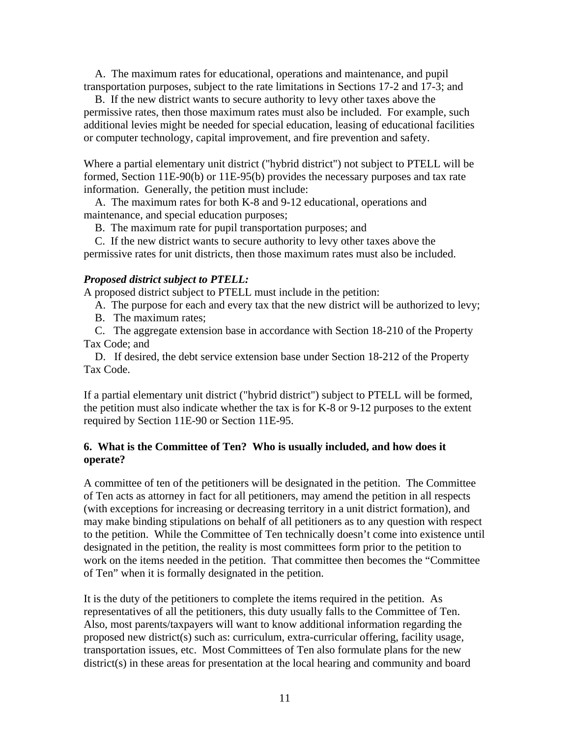A. The maximum rates for educational, operations and maintenance, and pupil transportation purposes, subject to the rate limitations in Sections 17-2 and 17-3; and

B. If the new district wants to secure authority to levy other taxes above the permissive rates, then those maximum rates must also be included. For example, such additional levies might be needed for special education, leasing of educational facilities or computer technology, capital improvement, and fire prevention and safety.

Where a partial elementary unit district ("hybrid district") not subject to PTELL will be formed, Section 11E-90(b) or 11E-95(b) provides the necessary purposes and tax rate information. Generally, the petition must include:

A. The maximum rates for both K-8 and 9-12 educational, operations and maintenance, and special education purposes;

B. The maximum rate for pupil transportation purposes; and

C. If the new district wants to secure authority to levy other taxes above the permissive rates for unit districts, then those maximum rates must also be included.

***Proposed district subject to PTELL:***

A proposed district subject to PTELL must include in the petition:

A. The purpose for each and every tax that the new district will be authorized to levy;

B. The maximum rates;

C. The aggregate extension base in accordance with Section 18-210 of the Property Tax Code; and

D. If desired, the debt service extension base under Section 18-212 of the Property Tax Code.

If a partial elementary unit district ("hybrid district") subject to PTELL will be formed, the petition must also indicate whether the tax is for K-8 or 9-12 purposes to the extent required by Section 11E-90 or Section 11E-95.

**6. What is the Committee of Ten? Who is usually included, and how does it operate?**

A committee of ten of the petitioners will be designated in the petition. The Committee of Ten acts as attorney in fact for all petitioners, may amend the petition in all respects (with exceptions for increasing or decreasing territory in a unit district formation), and may make binding stipulations on behalf of all petitioners as to any question with respect to the petition. While the Committee of Ten technically doesn't come into existence until designated in the petition, the reality is most committees form prior to the petition to work on the items needed in the petition. That committee then becomes the "Committee of Ten" when it is formally designated in the petition.

It is the duty of the petitioners to complete the items required in the petition. As representatives of all the petitioners, this duty usually falls to the Committee of Ten. Also, most parents/taxpayers will want to know additional information regarding the proposed new district(s) such as: curriculum, extra-curricular offering, facility usage, transportation issues, etc. Most Committees of Ten also formulate plans for the new district(s) in these areas for presentation at the local hearing and community and board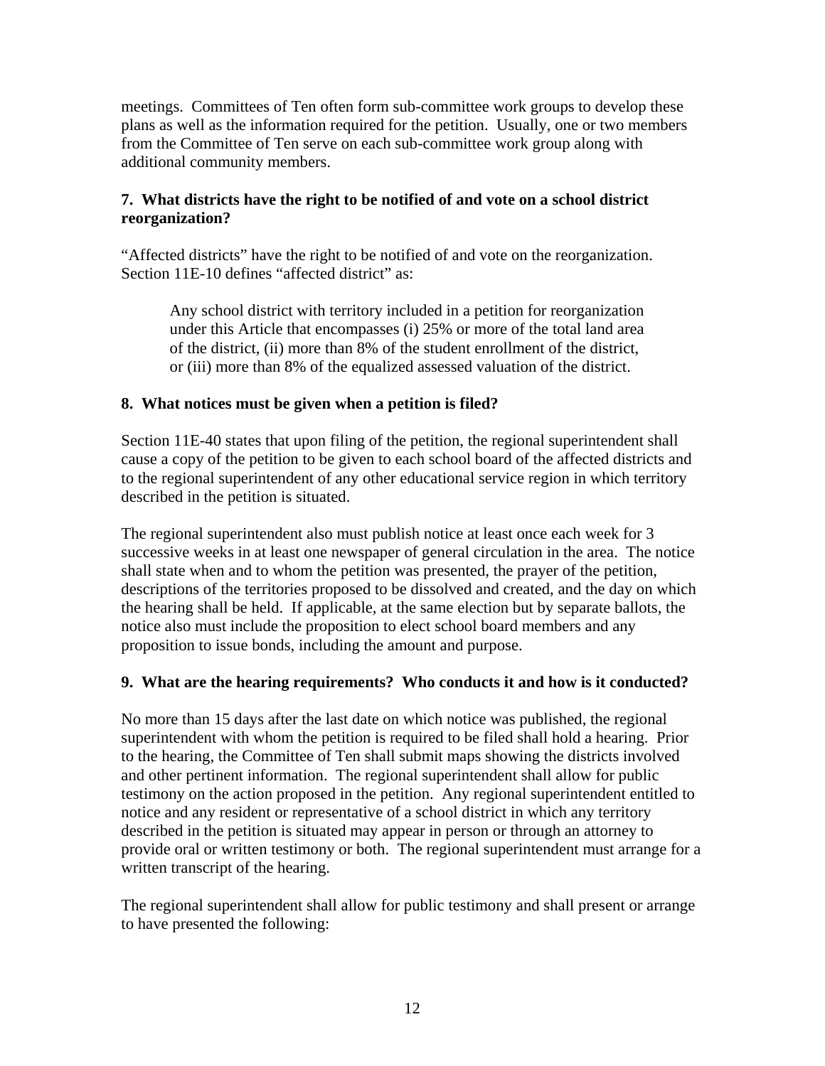meetings. Committees of Ten often form sub-committee work groups to develop these plans as well as the information required for the petition. Usually, one or two members from the Committee of Ten serve on each sub-committee work group along with additional community members.

**7. What districts have the right to be notified of and vote on a school district reorganization?**

"Affected districts" have the right to be notified of and vote on the reorganization. Section 11E-10 defines "affected district" as:

> Any school district with territory included in a petition for reorganization under this Article that encompasses (i) 25% or more of the total land area of the district, (ii) more than 8% of the student enrollment of the district, or (iii) more than 8% of the equalized assessed valuation of the district.

**8. What notices must be given when a petition is filed?**

Section 11E-40 states that upon filing of the petition, the regional superintendent shall cause a copy of the petition to be given to each school board of the affected districts and to the regional superintendent of any other educational service region in which territory described in the petition is situated.

The regional superintendent also must publish notice at least once each week for 3 successive weeks in at least one newspaper of general circulation in the area. The notice shall state when and to whom the petition was presented, the prayer of the petition, descriptions of the territories proposed to be dissolved and created, and the day on which the hearing shall be held. If applicable, at the same election but by separate ballots, the notice also must include the proposition to elect school board members and any proposition to issue bonds, including the amount and purpose.

**9. What are the hearing requirements? Who conducts it and how is it conducted?**

No more than 15 days after the last date on which notice was published, the regional superintendent with whom the petition is required to be filed shall hold a hearing. Prior to the hearing, the Committee of Ten shall submit maps showing the districts involved and other pertinent information. The regional superintendent shall allow for public testimony on the action proposed in the petition. Any regional superintendent entitled to notice and any resident or representative of a school district in which any territory described in the petition is situated may appear in person or through an attorney to provide oral or written testimony or both. The regional superintendent must arrange for a written transcript of the hearing.

The regional superintendent shall allow for public testimony and shall present or arrange to have presented the following: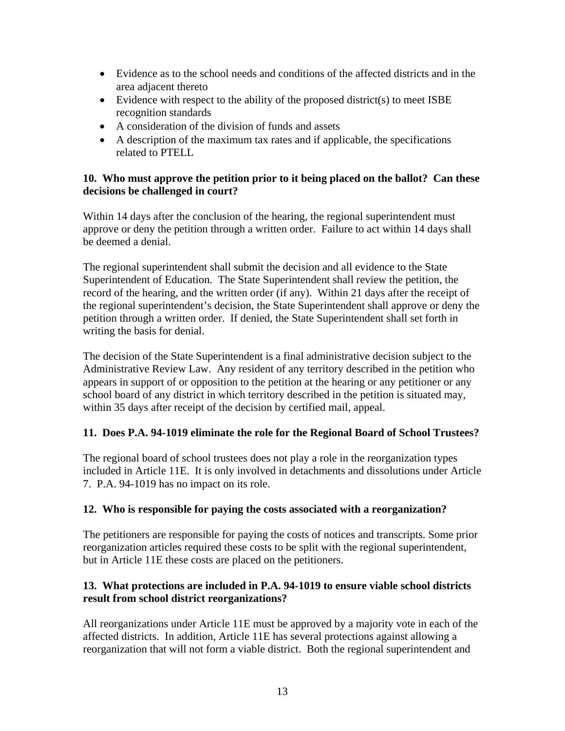- Evidence as to the school needs and conditions of the affected districts and in the area adjacent thereto
- Evidence with respect to the ability of the proposed district(s) to meet ISBE recognition standards
- A consideration of the division of funds and assets
- A description of the maximum tax rates and if applicable, the specifications related to PTELL

**10. Who must approve the petition prior to it being placed on the ballot? Can these decisions be challenged in court?**

Within 14 days after the conclusion of the hearing, the regional superintendent must approve or deny the petition through a written order. Failure to act within 14 days shall be deemed a denial.

The regional superintendent shall submit the decision and all evidence to the State Superintendent of Education. The State Superintendent shall review the petition, the record of the hearing, and the written order (if any). Within 21 days after the receipt of the regional superintendent's decision, the State Superintendent shall approve or deny the petition through a written order. If denied, the State Superintendent shall set forth in writing the basis for denial.

The decision of the State Superintendent is a final administrative decision subject to the Administrative Review Law. Any resident of any territory described in the petition who appears in support of or opposition to the petition at the hearing or any petitioner or any school board of any district in which territory described in the petition is situated may, within 35 days after receipt of the decision by certified mail, appeal.

**11. Does P.A. 94-1019 eliminate the role for the Regional Board of School Trustees?**

The regional board of school trustees does not play a role in the reorganization types included in Article 11E. It is only involved in detachments and dissolutions under Article 7. P.A. 94-1019 has no impact on its role.

**12. Who is responsible for paying the costs associated with a reorganization?**

The petitioners are responsible for paying the costs of notices and transcripts. Some prior reorganization articles required these costs to be split with the regional superintendent, but in Article 11E these costs are placed on the petitioners.

**13. What protections are included in P.A. 94-1019 to ensure viable school districts result from school district reorganizations?**

All reorganizations under Article 11E must be approved by a majority vote in each of the affected districts. In addition, Article 11E has several protections against allowing a reorganization that will not form a viable district. Both the regional superintendent and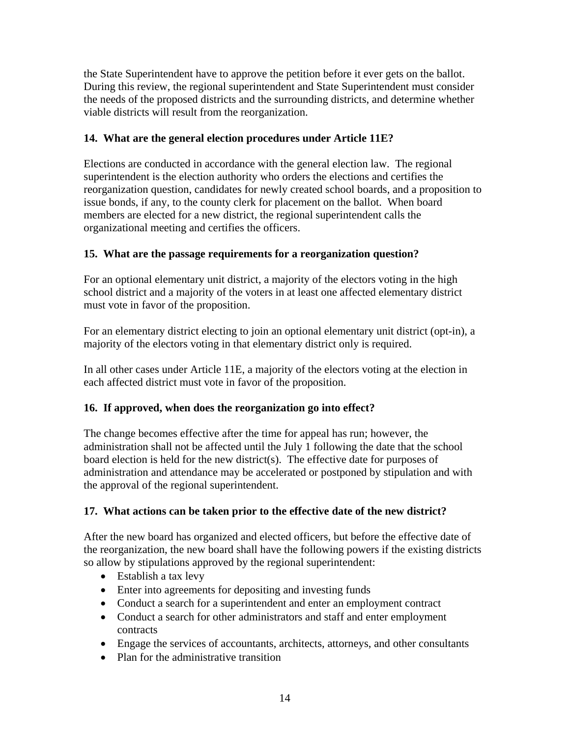the State Superintendent have to approve the petition before it ever gets on the ballot. During this review, the regional superintendent and State Superintendent must consider the needs of the proposed districts and the surrounding districts, and determine whether viable districts will result from the reorganization.

**14. What are the general election procedures under Article 11E?**

Elections are conducted in accordance with the general election law. The regional superintendent is the election authority who orders the elections and certifies the reorganization question, candidates for newly created school boards, and a proposition to issue bonds, if any, to the county clerk for placement on the ballot. When board members are elected for a new district, the regional superintendent calls the organizational meeting and certifies the officers.

**15. What are the passage requirements for a reorganization question?**

For an optional elementary unit district, a majority of the electors voting in the high school district and a majority of the voters in at least one affected elementary district must vote in favor of the proposition.

For an elementary district electing to join an optional elementary unit district (opt-in), a majority of the electors voting in that elementary district only is required.

In all other cases under Article 11E, a majority of the electors voting at the election in each affected district must vote in favor of the proposition.

**16. If approved, when does the reorganization go into effect?**

The change becomes effective after the time for appeal has run; however, the administration shall not be affected until the July 1 following the date that the school board election is held for the new district(s). The effective date for purposes of administration and attendance may be accelerated or postponed by stipulation and with the approval of the regional superintendent.

**17. What actions can be taken prior to the effective date of the new district?**

After the new board has organized and elected officers, but before the effective date of the reorganization, the new board shall have the following powers if the existing districts so allow by stipulations approved by the regional superintendent:

- Establish a tax levy
- Enter into agreements for depositing and investing funds
- Conduct a search for a superintendent and enter an employment contract
- Conduct a search for other administrators and staff and enter employment contracts
- Engage the services of accountants, architects, attorneys, and other consultants
- Plan for the administrative transition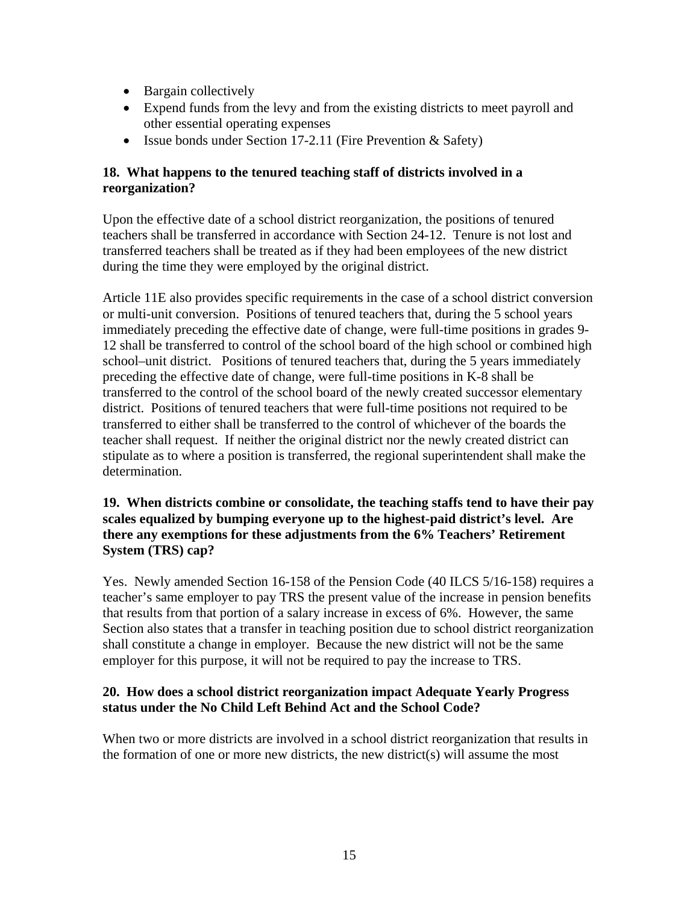- Bargain collectively
- Expend funds from the levy and from the existing districts to meet payroll and other essential operating expenses
- Issue bonds under Section 17-2.11 (Fire Prevention & Safety)

**18. What happens to the tenured teaching staff of districts involved in a reorganization?**

Upon the effective date of a school district reorganization, the positions of tenured teachers shall be transferred in accordance with Section 24-12. Tenure is not lost and transferred teachers shall be treated as if they had been employees of the new district during the time they were employed by the original district.

Article 11E also provides specific requirements in the case of a school district conversion or multi-unit conversion. Positions of tenured teachers that, during the 5 school years immediately preceding the effective date of change, were full-time positions in grades 9-12 shall be transferred to control of the school board of the high school or combined high school–unit district. Positions of tenured teachers that, during the 5 years immediately preceding the effective date of change, were full-time positions in K-8 shall be transferred to the control of the school board of the newly created successor elementary district. Positions of tenured teachers that were full-time positions not required to be transferred to either shall be transferred to the control of whichever of the boards the teacher shall request. If neither the original district nor the newly created district can stipulate as to where a position is transferred, the regional superintendent shall make the determination.

**19. When districts combine or consolidate, the teaching staffs tend to have their pay scales equalized by bumping everyone up to the highest-paid district's level. Are there any exemptions for these adjustments from the 6% Teachers' Retirement System (TRS) cap?**

Yes. Newly amended Section 16-158 of the Pension Code (40 ILCS 5/16-158) requires a teacher's same employer to pay TRS the present value of the increase in pension benefits that results from that portion of a salary increase in excess of 6%. However, the same Section also states that a transfer in teaching position due to school district reorganization shall constitute a change in employer. Because the new district will not be the same employer for this purpose, it will not be required to pay the increase to TRS.

**20. How does a school district reorganization impact Adequate Yearly Progress status under the No Child Left Behind Act and the School Code?**

When two or more districts are involved in a school district reorganization that results in the formation of one or more new districts, the new district(s) will assume the most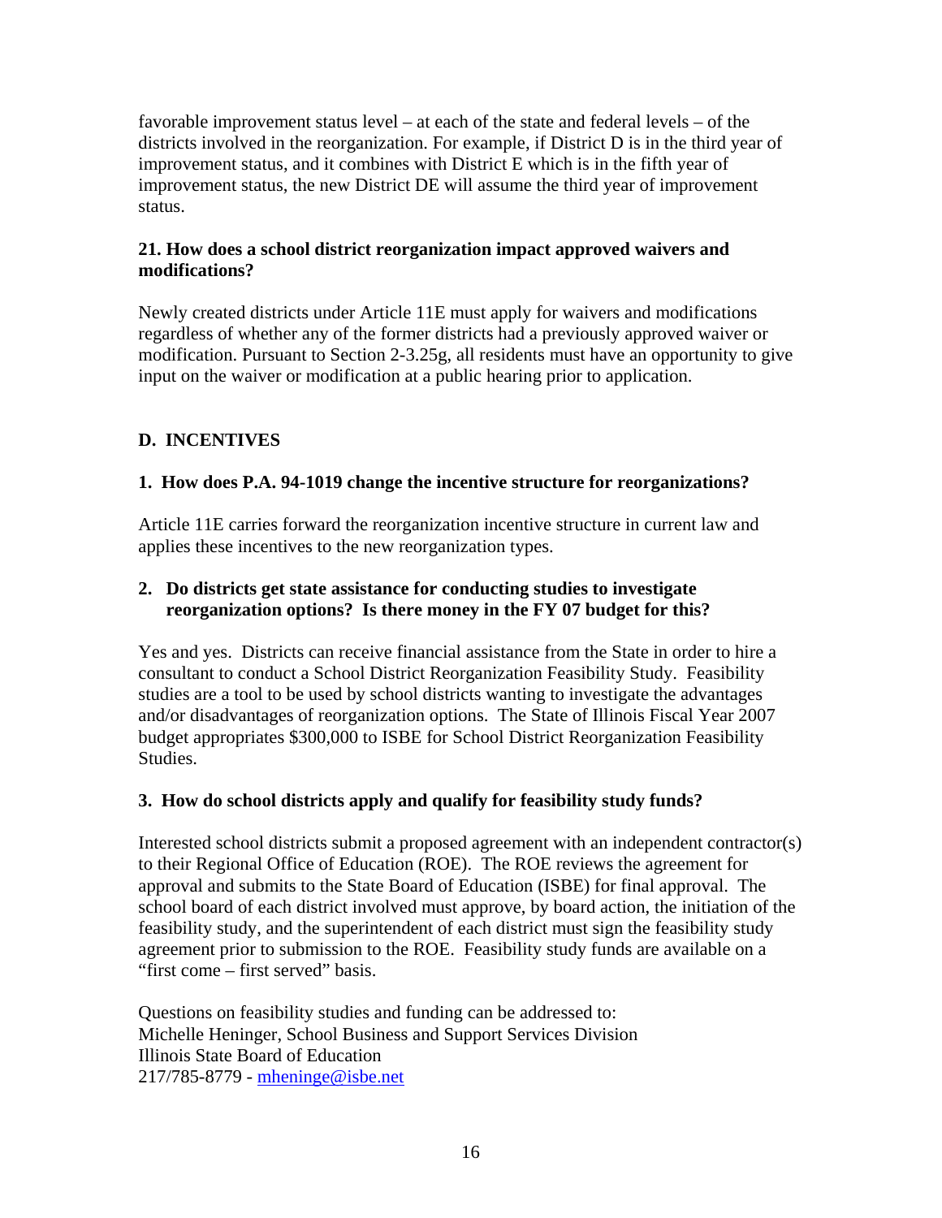favorable improvement status level – at each of the state and federal levels – of the districts involved in the reorganization. For example, if District D is in the third year of improvement status, and it combines with District E which is in the fifth year of improvement status, the new District DE will assume the third year of improvement status.

**21. How does a school district reorganization impact approved waivers and modifications?**

Newly created districts under Article 11E must apply for waivers and modifications regardless of whether any of the former districts had a previously approved waiver or modification. Pursuant to Section 2-3.25g, all residents must have an opportunity to give input on the waiver or modification at a public hearing prior to application.

## D. INCENTIVES

**1. How does P.A. 94-1019 change the incentive structure for reorganizations?**

Article 11E carries forward the reorganization incentive structure in current law and applies these incentives to the new reorganization types.

**2. Do districts get state assistance for conducting studies to investigate reorganization options? Is there money in the FY 07 budget for this?**

Yes and yes. Districts can receive financial assistance from the State in order to hire a consultant to conduct a School District Reorganization Feasibility Study. Feasibility studies are a tool to be used by school districts wanting to investigate the advantages and/or disadvantages of reorganization options. The State of Illinois Fiscal Year 2007 budget appropriates $300,000 to ISBE for School District Reorganization Feasibility Studies.

**3. How do school districts apply and qualify for feasibility study funds?**

Interested school districts submit a proposed agreement with an independent contractor(s) to their Regional Office of Education (ROE). The ROE reviews the agreement for approval and submits to the State Board of Education (ISBE) for final approval. The school board of each district involved must approve, by board action, the initiation of the feasibility study, and the superintendent of each district must sign the feasibility study agreement prior to submission to the ROE. Feasibility study funds are available on a "first come – first served" basis.

Questions on feasibility studies and funding can be addressed to:
Michelle Heninger, School Business and Support Services Division
Illinois State Board of Education
217/785-8779 - mheninge@isbe.net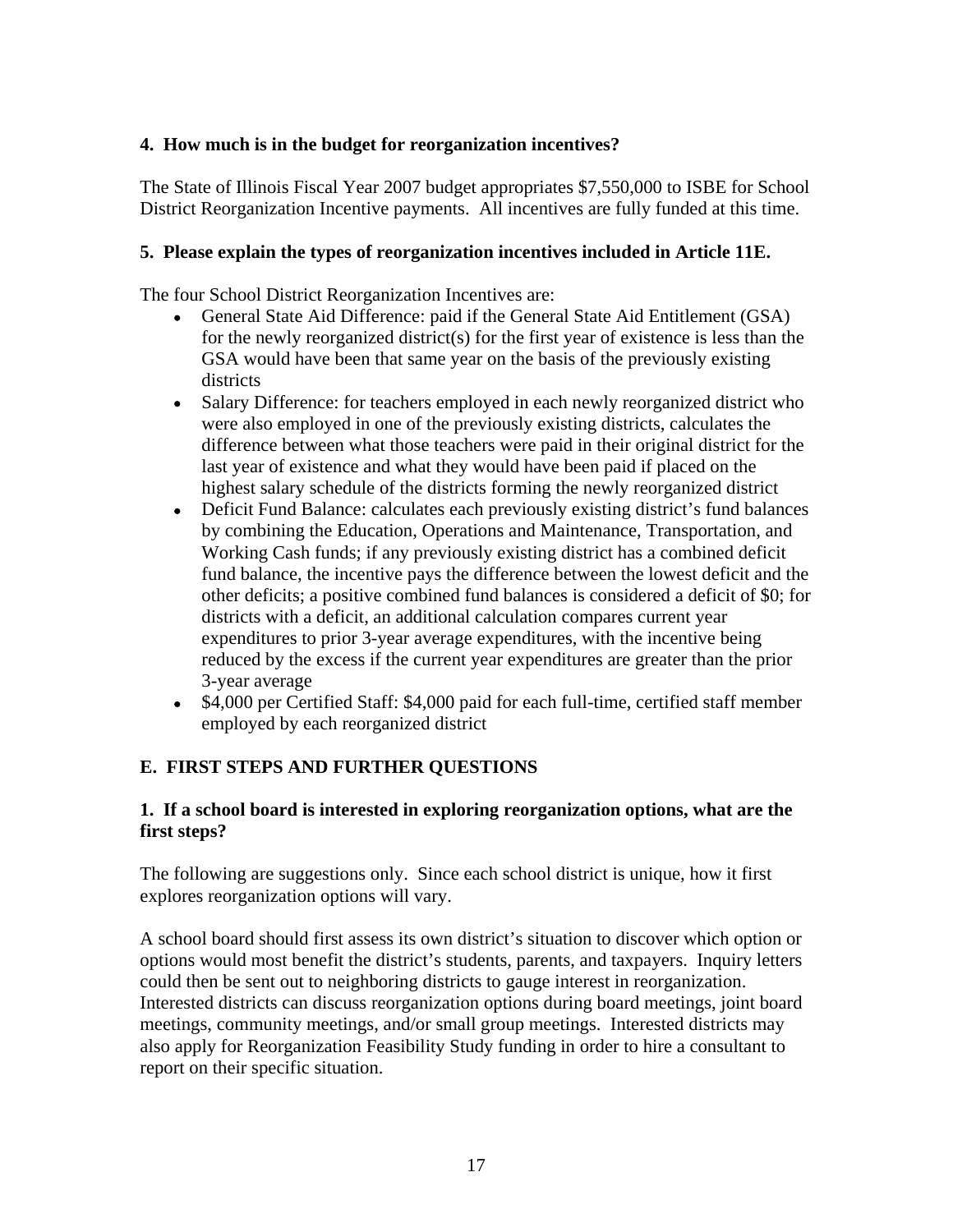**4. How much is in the budget for reorganization incentives?**

The State of Illinois Fiscal Year 2007 budget appropriates $7,550,000 to ISBE for School District Reorganization Incentive payments. All incentives are fully funded at this time.

**5. Please explain the types of reorganization incentives included in Article 11E.**

The four School District Reorganization Incentives are:

- General State Aid Difference: paid if the General State Aid Entitlement (GSA) for the newly reorganized district(s) for the first year of existence is less than the GSA would have been that same year on the basis of the previously existing districts
- Salary Difference: for teachers employed in each newly reorganized district who were also employed in one of the previously existing districts, calculates the difference between what those teachers were paid in their original district for the last year of existence and what they would have been paid if placed on the highest salary schedule of the districts forming the newly reorganized district
- Deficit Fund Balance: calculates each previously existing district's fund balances by combining the Education, Operations and Maintenance, Transportation, and Working Cash funds; if any previously existing district has a combined deficit fund balance, the incentive pays the difference between the lowest deficit and the other deficits; a positive combined fund balances is considered a deficit of $0; for districts with a deficit, an additional calculation compares current year expenditures to prior 3-year average expenditures, with the incentive being reduced by the excess if the current year expenditures are greater than the prior 3-year average
- $4,000 per Certified Staff: $4,000 paid for each full-time, certified staff member employed by each reorganized district

## E. FIRST STEPS AND FURTHER QUESTIONS

**1. If a school board is interested in exploring reorganization options, what are the first steps?**

The following are suggestions only. Since each school district is unique, how it first explores reorganization options will vary.

A school board should first assess its own district's situation to discover which option or options would most benefit the district's students, parents, and taxpayers. Inquiry letters could then be sent out to neighboring districts to gauge interest in reorganization. Interested districts can discuss reorganization options during board meetings, joint board meetings, community meetings, and/or small group meetings. Interested districts may also apply for Reorganization Feasibility Study funding in order to hire a consultant to report on their specific situation.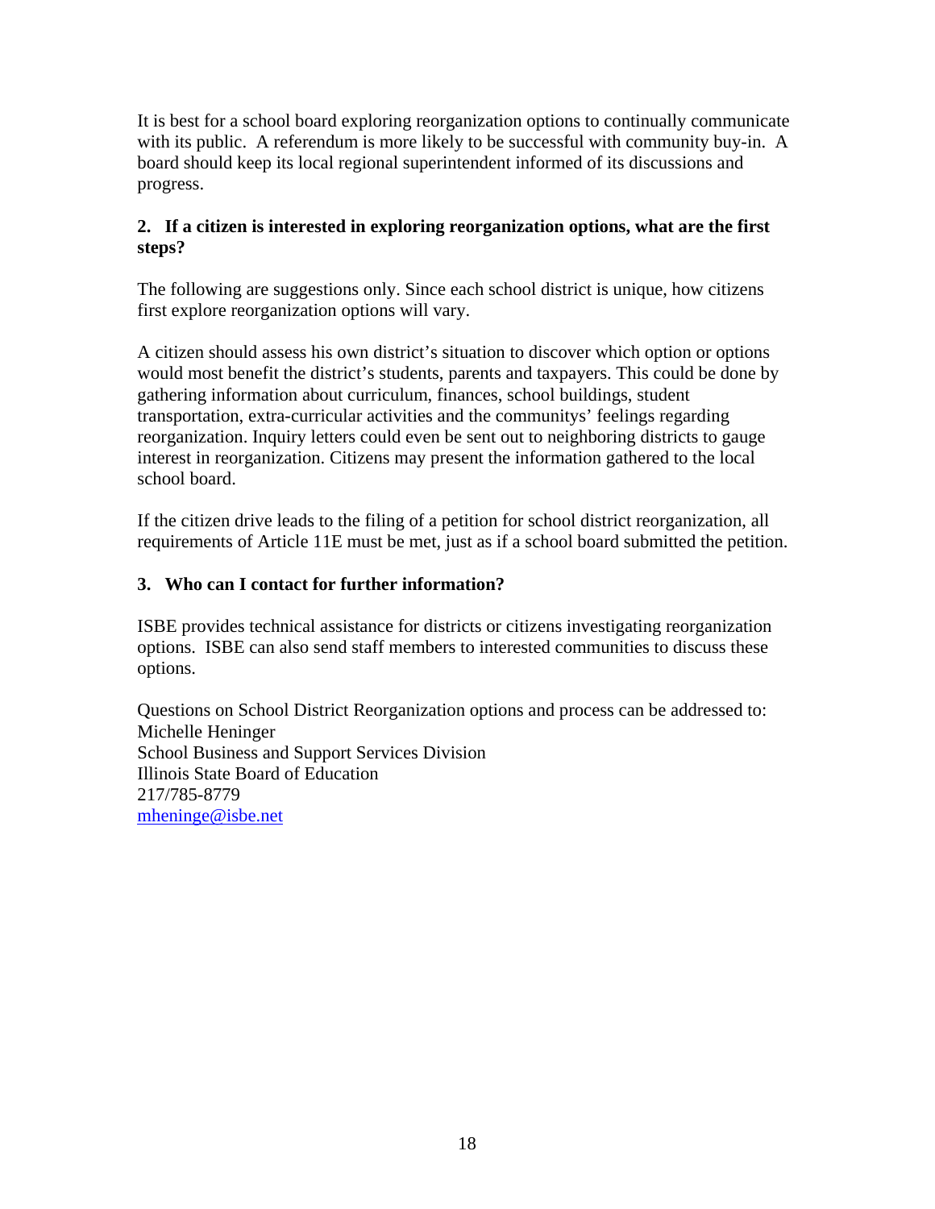It is best for a school board exploring reorganization options to continually communicate with its public. A referendum is more likely to be successful with community buy-in. A board should keep its local regional superintendent informed of its discussions and progress.

**2. If a citizen is interested in exploring reorganization options, what are the first steps?**

The following are suggestions only. Since each school district is unique, how citizens first explore reorganization options will vary.

A citizen should assess his own district's situation to discover which option or options would most benefit the district's students, parents and taxpayers. This could be done by gathering information about curriculum, finances, school buildings, student transportation, extra-curricular activities and the communitys' feelings regarding reorganization. Inquiry letters could even be sent out to neighboring districts to gauge interest in reorganization. Citizens may present the information gathered to the local school board.

If the citizen drive leads to the filing of a petition for school district reorganization, all requirements of Article 11E must be met, just as if a school board submitted the petition.

**3. Who can I contact for further information?**

ISBE provides technical assistance for districts or citizens investigating reorganization options. ISBE can also send staff members to interested communities to discuss these options.

Questions on School District Reorganization options and process can be addressed to:
Michelle Heninger
School Business and Support Services Division
Illinois State Board of Education
217/785-8779
mheninge@isbe.net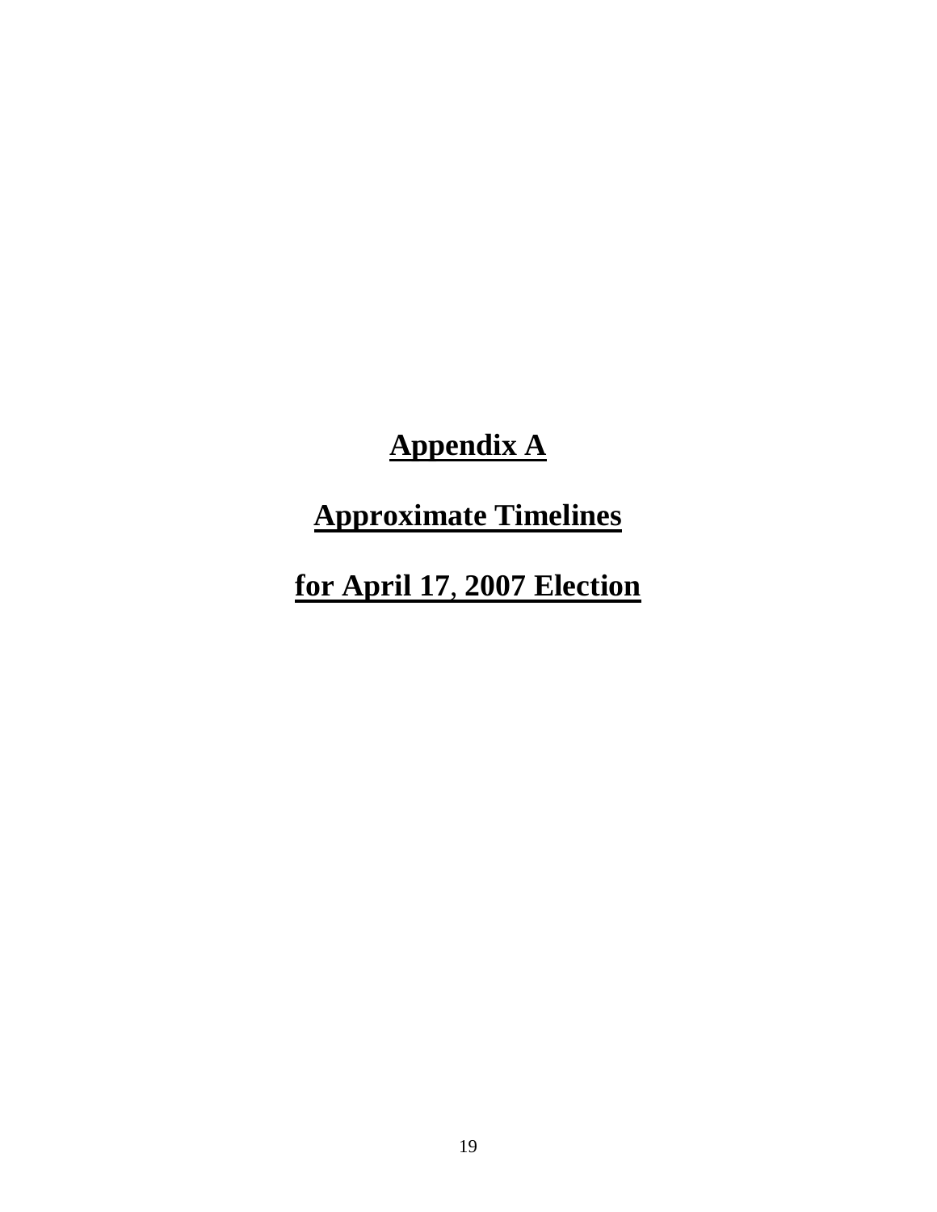# Appendix A

# Approximate Timelines

# for April 17, 2007 Election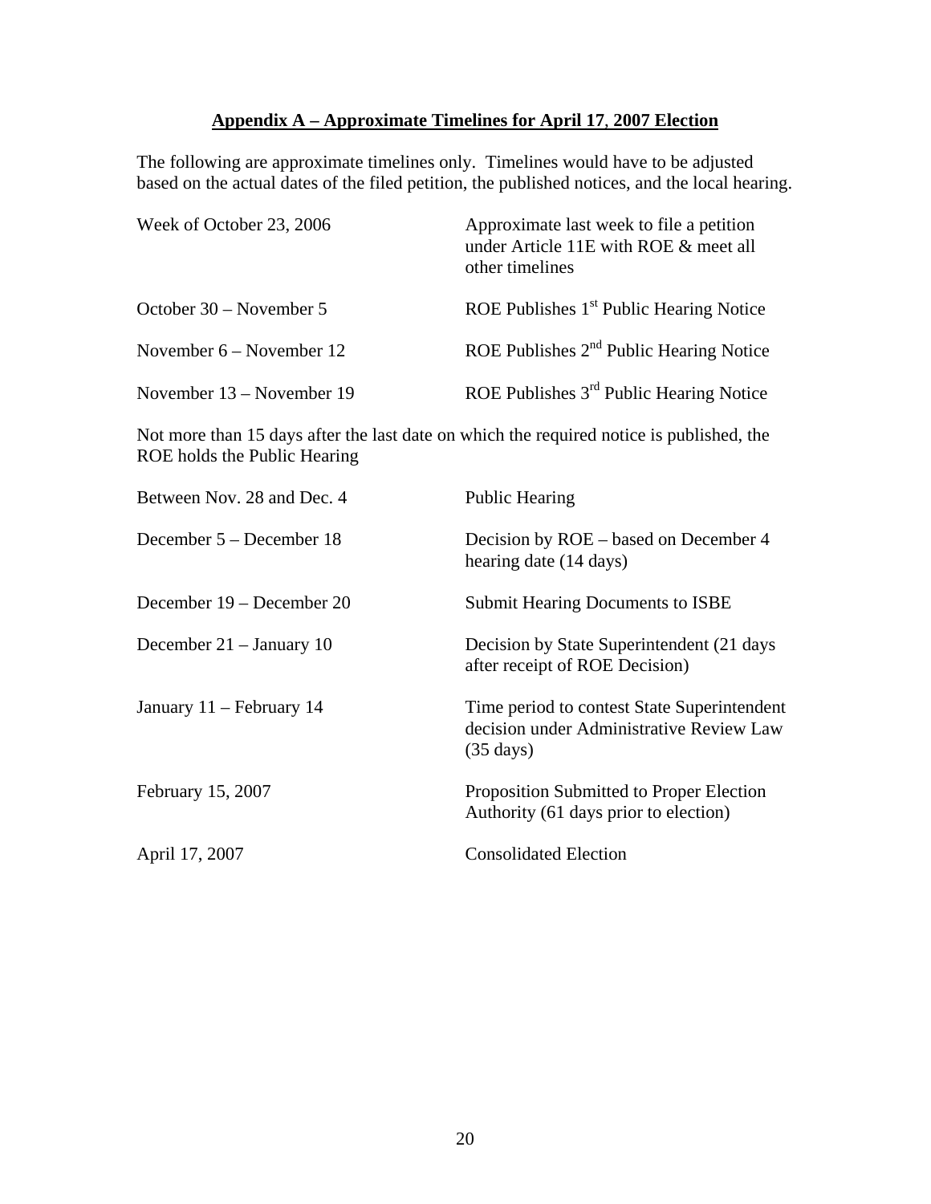## Appendix A – Approximate Timelines for April 17, 2007 Election

The following are approximate timelines only. Timelines would have to be adjusted based on the actual dates of the filed petition, the published notices, and the local hearing.

| | |
|---|---|
| Week of October 23, 2006 | Approximate last week to file a petition under Article 11E with ROE & meet all other timelines |
| October 30 – November 5 | ROE Publishes 1st Public Hearing Notice |
| November 6 – November 12 | ROE Publishes 2nd Public Hearing Notice |
| November 13 – November 19 | ROE Publishes 3rd Public Hearing Notice |

Not more than 15 days after the last date on which the required notice is published, the ROE holds the Public Hearing

| | |
|---|---|
| Between Nov. 28 and Dec. 4 | Public Hearing |
| December 5 – December 18 | Decision by ROE – based on December 4 hearing date (14 days) |
| December 19 – December 20 | Submit Hearing Documents to ISBE |
| December 21 – January 10 | Decision by State Superintendent (21 days after receipt of ROE Decision) |
| January 11 – February 14 | Time period to contest State Superintendent decision under Administrative Review Law (35 days) |
| February 15, 2007 | Proposition Submitted to Proper Election Authority (61 days prior to election) |
| April 17, 2007 | Consolidated Election |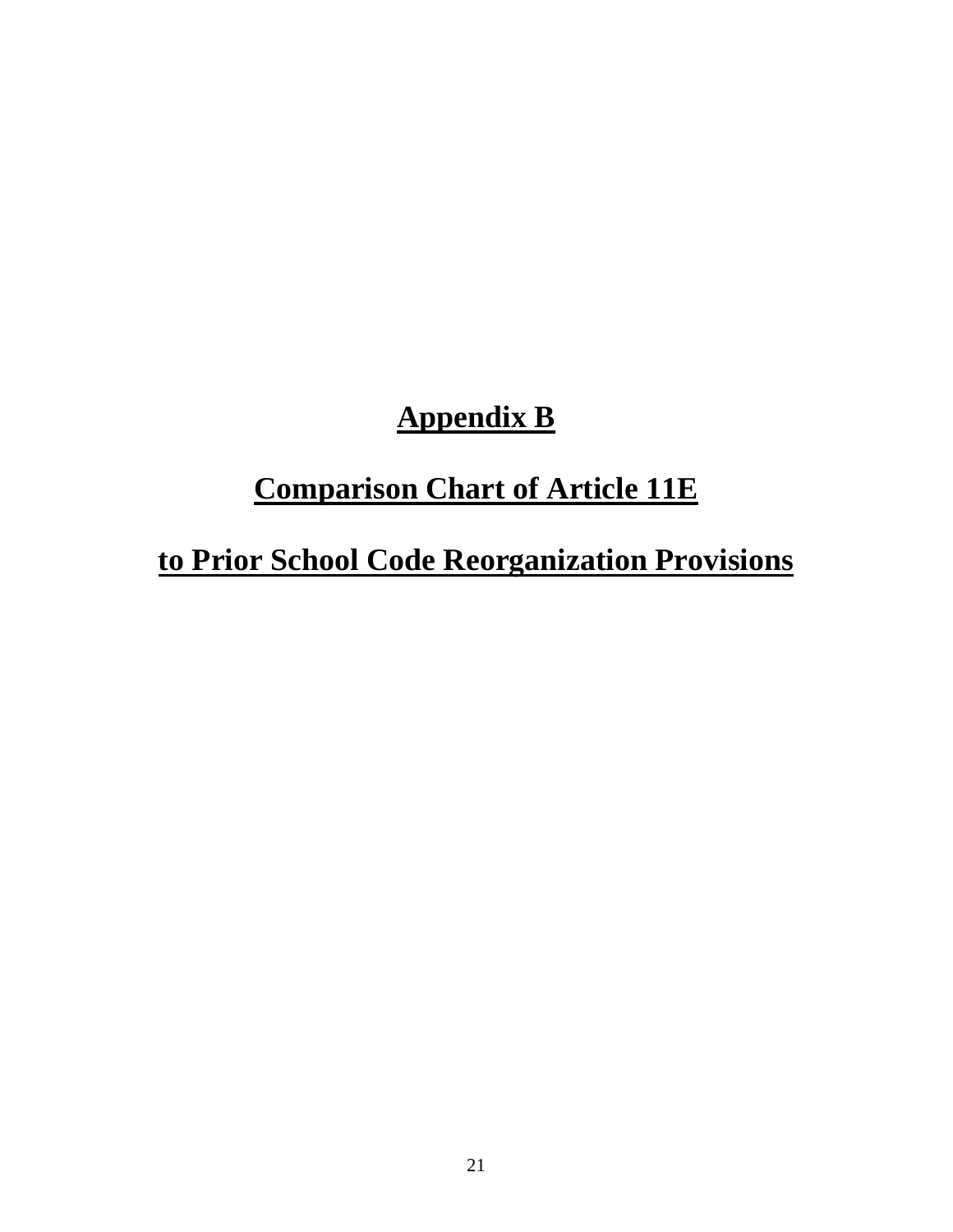# Appendix B

## Comparison Chart of Article 11E

## to Prior School Code Reorganization Provisions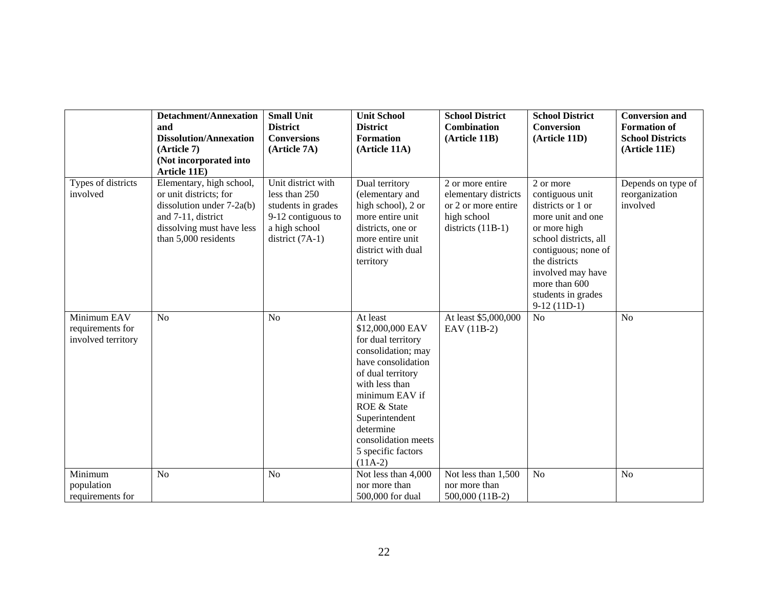| | **Detachment/Annexation and Dissolution/Annexation (Article 7) (Not incorporated into Article 11E)** | **Small Unit District Conversions (Article 7A)** | **Unit School District Formation (Article 11A)** | **School District Combination (Article 11B)** | **School District Conversion (Article 11D)** | **Conversion and Formation of School Districts (Article 11E)** |
|---|---|---|---|---|---|---|
| Types of districts involved | Elementary, high school, or unit districts; for dissolution under 7-2a(b) and 7-11, district dissolving must have less than 5,000 residents | Unit district with less than 250 students in grades 9-12 contiguous to a high school district (7A-1) | Dual territory (elementary and high school), 2 or more entire unit districts, one or more entire unit district with dual territory | 2 or more entire elementary districts or 2 or more entire high school districts (11B-1) | 2 or more contiguous unit districts or 1 or more unit and one or more high school districts, all contiguous; none of the districts involved may have more than 600 students in grades 9-12 (11D-1) | Depends on type of reorganization involved |
| Minimum EAV requirements for involved territory | No | No | At least $12,000,000 EAV for dual territory consolidation; may have consolidation of dual territory with less than minimum EAV if ROE & State Superintendent determine consolidation meets 5 specific factors (11A-2) | At least $5,000,000 EAV (11B-2) | No | No |
| Minimum population requirements for | No | No | Not less than 4,000 nor more than 500,000 for dual | Not less than 1,500 nor more than 500,000 (11B-2) | No | No |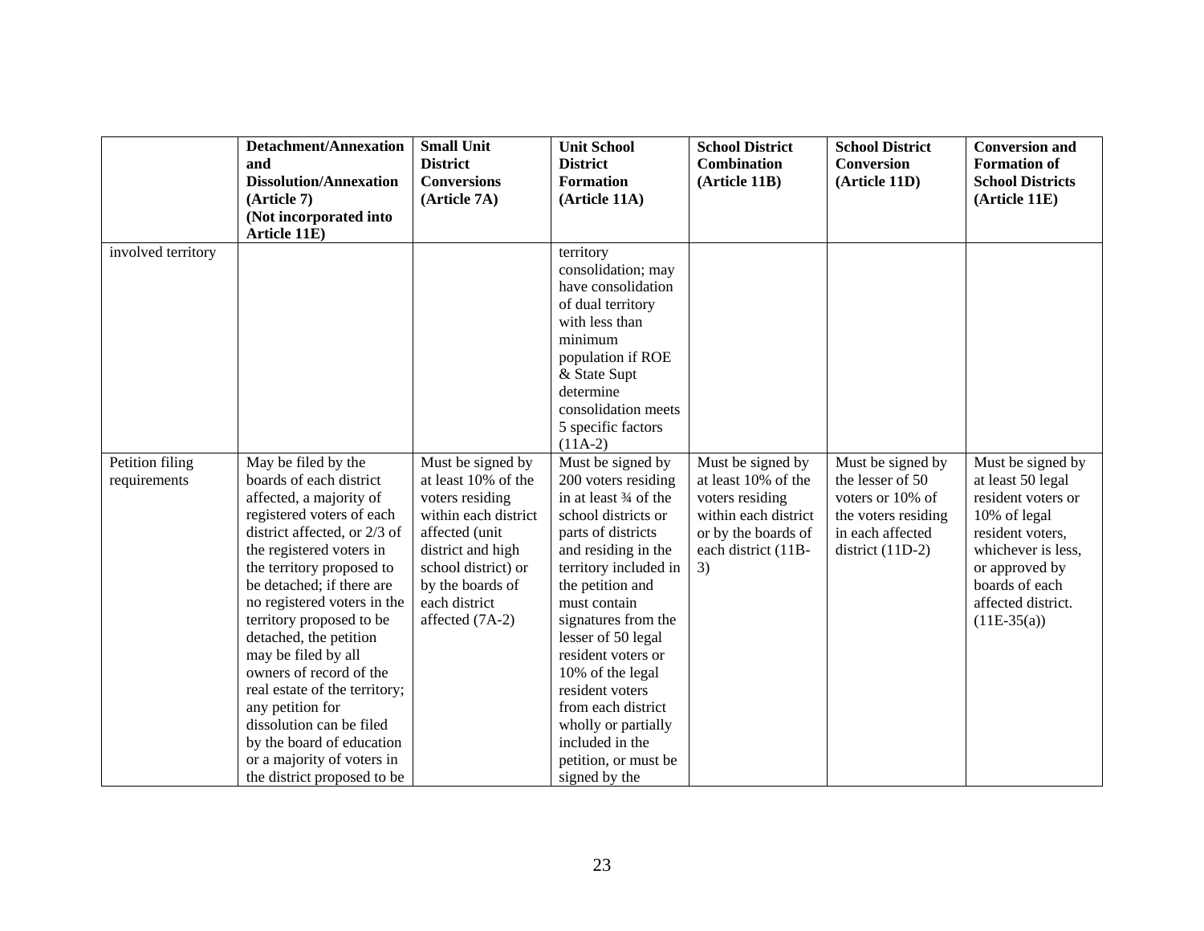| | Detachment/Annexation and Dissolution/Annexation (Article 7) (Not incorporated into Article 11E) | Small Unit District Conversions (Article 7A) | Unit School District Formation (Article 11A) | School District Combination (Article 11B) | School District Conversion (Article 11D) | Conversion and Formation of School Districts (Article 11E) |
|---|---|---|---|---|---|---|
| involved territory | | | territory consolidation; may have consolidation of dual territory with less than minimum population if ROE & State Supt determine consolidation meets 5 specific factors (11A-2) | | | |
| Petition filing requirements | May be filed by the boards of each district affected, a majority of registered voters of each district affected, or 2/3 of the registered voters in the territory proposed to be detached; if there are no registered voters in the territory proposed to be detached, the petition may be filed by all owners of record of the real estate of the territory; any petition for dissolution can be filed by the board of education or a majority of voters in the district proposed to be | Must be signed by at least 10% of the voters residing within each district affected (unit district and high school district) or by the boards of each district affected (7A-2) | Must be signed by 200 voters residing in at least ¾ of the school districts or parts of districts and residing in the territory included in the petition and must contain signatures from the lesser of 50 legal resident voters or 10% of the legal resident voters from each district wholly or partially included in the petition, or must be signed by the | Must be signed by at least 10% of the voters residing within each district or by the boards of each district (11B-3) | Must be signed by the lesser of 50 voters or 10% of the voters residing in each affected district (11D-2) | Must be signed by at least 50 legal resident voters or 10% of legal resident voters, whichever is less, or approved by boards of each affected district. (11E-35(a)) |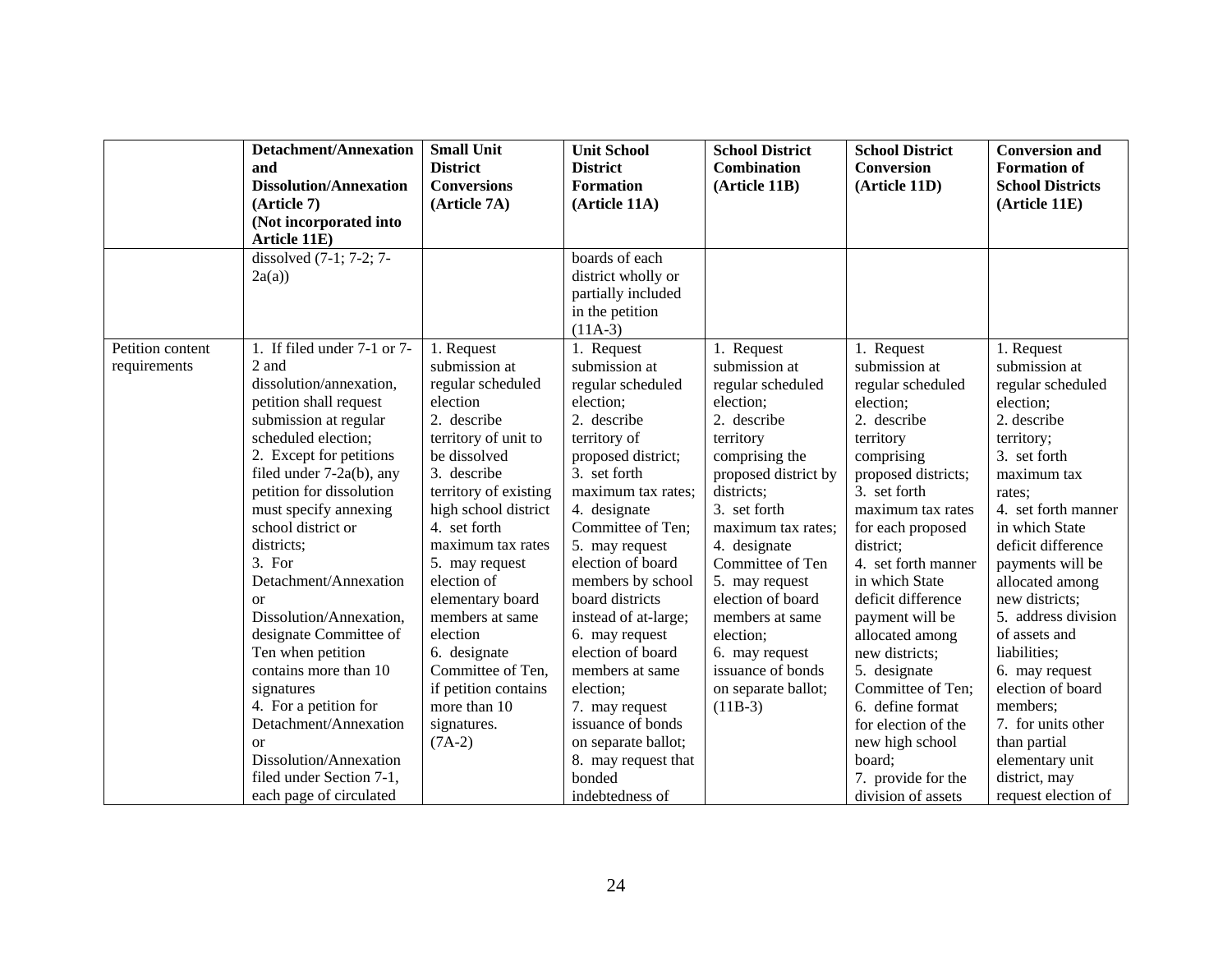| | Detachment/Annexation and Dissolution/Annexation (Article 7) (Not incorporated into Article 11E) | Small Unit District Conversions (Article 7A) | Unit School District Formation (Article 11A) | School District Combination (Article 11B) | School District Conversion (Article 11D) | Conversion and Formation of School Districts (Article 11E) |
|---|---|---|---|---|---|---|
| | dissolved (7-1; 7-2; 7-2a(a)) | | boards of each district wholly or partially included in the petition (11A-3) | | | |
| Petition content requirements | 1. If filed under 7-1 or 7-2 and dissolution/annexation, petition shall request submission at regular scheduled election; 2. Except for petitions filed under 7-2a(b), any petition for dissolution must specify annexing school district or districts; 3. For Detachment/Annexation or Dissolution/Annexation, designate Committee of Ten when petition contains more than 10 signatures 4. For a petition for Detachment/Annexation or Dissolution/Annexation filed under Section 7-1, each page of circulated | 1. Request submission at regular scheduled election 2. describe territory of unit to be dissolved 3. describe territory of existing high school district 4. set forth maximum tax rates 5. may request election of elementary board members at same election 6. designate Committee of Ten, if petition contains more than 10 signatures. (7A-2) | 1. Request submission at regular scheduled election; 2. describe territory of proposed district; 3. set forth maximum tax rates; 4. designate Committee of Ten; 5. may request election of board members by school board districts instead of at-large; 6. may request election of board members at same election; 7. may request issuance of bonds on separate ballot; 8. may request that bonded indebtedness of | 1. Request submission at regular scheduled election; 2. describe territory comprising the proposed district by districts; 3. set forth maximum tax rates; 4. designate Committee of Ten 5. may request election of board members at same election; 6. may request issuance of bonds on separate ballot; (11B-3) | 1. Request submission at regular scheduled election; 2. describe territory comprising proposed districts; 3. set forth maximum tax rates for each proposed district; 4. set forth manner in which State deficit difference payment will be allocated among new districts; 5. designate Committee of Ten; 6. define format for election of the new high school board; 7. provide for the division of assets | 1. Request submission at regular scheduled election; 2. describe territory; 3. set forth maximum tax rates; 4. set forth manner in which State deficit difference payments will be allocated among new districts; 5. address division of assets and liabilities; 6. may request election of board members; 7. for units other than partial elementary unit district, may request election of |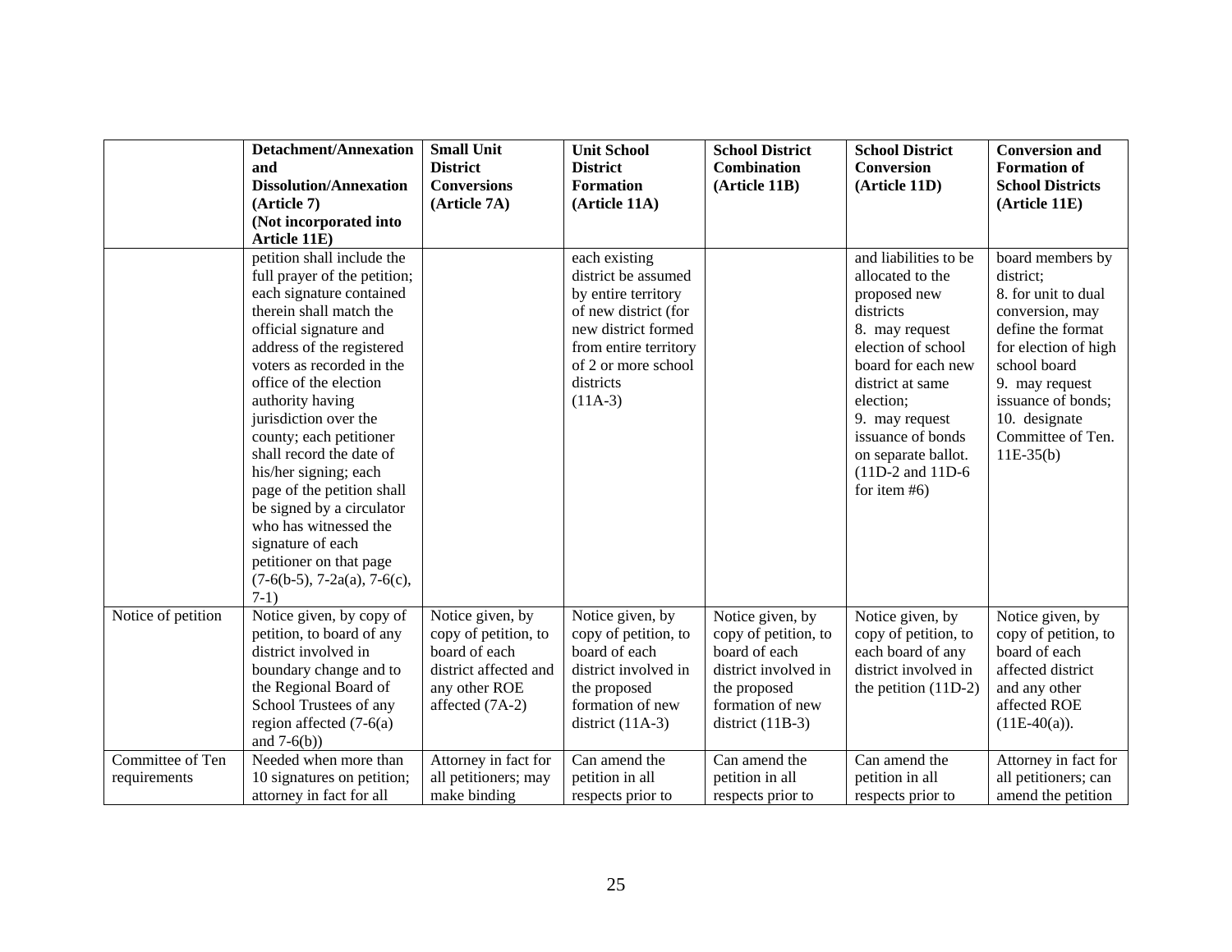| | Detachment/Annexation and Dissolution/Annexation (Article 7) (Not incorporated into Article 11E) | Small Unit District Conversions (Article 7A) | Unit School District Formation (Article 11A) | School District Combination (Article 11B) | School District Conversion (Article 11D) | Conversion and Formation of School Districts (Article 11E) |
|---|---|---|---|---|---|---|
| | petition shall include the full prayer of the petition; each signature contained therein shall match the official signature and address of the registered voters as recorded in the office of the election authority having jurisdiction over the county; each petitioner shall record the date of his/her signing; each page of the petition shall be signed by a circulator who has witnessed the signature of each petitioner on that page (7-6(b-5), 7-2a(a), 7-6(c), 7-1) | | each existing district be assumed by entire territory of new district (for new district formed from entire territory of 2 or more school districts (11A-3) | | and liabilities to be allocated to the proposed new districts 8. may request election of school board for each new district at same election; 9. may request issuance of bonds on separate ballot. (11D-2 and 11D-6 for item #6) | board members by district; 8. for unit to dual conversion, may define the format for election of high school board 9. may request issuance of bonds; 10. designate Committee of Ten. 11E-35(b) |
| Notice of petition | Notice given, by copy of petition, to board of any district involved in boundary change and to the Regional Board of School Trustees of any region affected (7-6(a) and 7-6(b)) | Notice given, by copy of petition, to board of each district affected and any other ROE affected (7A-2) | Notice given, by copy of petition, to board of each district involved in the proposed formation of new district (11A-3) | Notice given, by copy of petition, to board of each district involved in the proposed formation of new district (11B-3) | Notice given, by copy of petition, to each board of any district involved in the petition (11D-2) | Notice given, by copy of petition, to board of each affected district and any other affected ROE (11E-40(a)). |
| Committee of Ten requirements | Needed when more than 10 signatures on petition; attorney in fact for all | Attorney in fact for all petitioners; may make binding | Can amend the petition in all respects prior to | Can amend the petition in all respects prior to | Can amend the petition in all respects prior to | Attorney in fact for all petitioners; can amend the petition |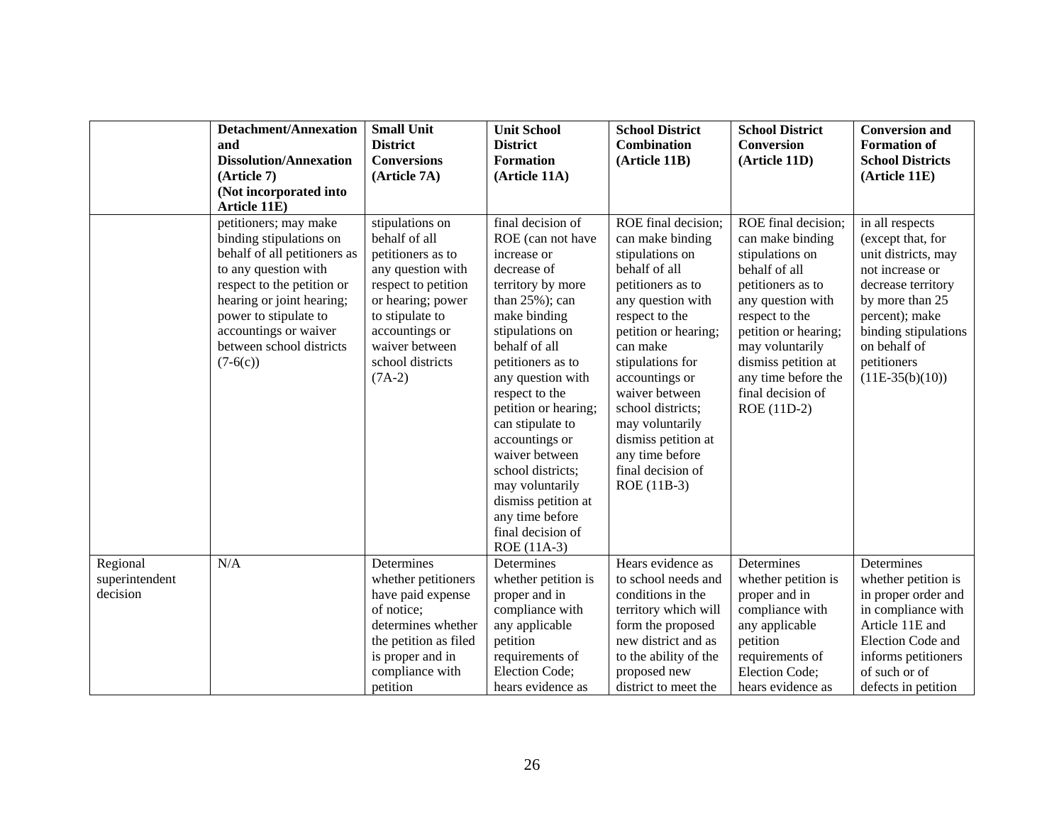| | Detachment/Annexation and Dissolution/Annexation (Article 7) (Not incorporated into Article 11E) | Small Unit District Conversions (Article 7A) | Unit School District Formation (Article 11A) | School District Combination (Article 11B) | School District Conversion (Article 11D) | Conversion and Formation of School Districts (Article 11E) |
|---|---|---|---|---|---|---|
| | petitioners; may make binding stipulations on behalf of all petitioners as to any question with respect to the petition or hearing or joint hearing; power to stipulate to accountings or waiver between school districts (7-6(c)) | stipulations on behalf of all petitioners as to any question with respect to petition or hearing; power to stipulate to accountings or waiver between school districts (7A-2) | final decision of ROE (can not have increase or decrease of territory by more than 25%); can make binding stipulations on behalf of all petitioners as to any question with respect to the petition or hearing; can stipulate to accountings or waiver between school districts; may voluntarily dismiss petition at any time before final decision of ROE (11A-3) | ROE final decision; can make binding stipulations on behalf of all petitioners as to any question with respect to the petition or hearing; can make stipulations for accountings or waiver between school districts; may voluntarily dismiss petition at any time before final decision of ROE (11B-3) | ROE final decision; can make binding stipulations on behalf of all petitioners as to any question with respect to the petition or hearing; may voluntarily dismiss petition at any time before the final decision of ROE (11D-2) | in all respects (except that, for unit districts, may not increase or decrease territory by more than 25 percent); make binding stipulations on behalf of petitioners (11E-35(b)(10)) |
| Regional superintendent decision | N/A | Determines whether petitioners have paid expense of notice; determines whether the petition as filed is proper and in compliance with petition | Determines whether petition is proper and in compliance with any applicable petition requirements of Election Code; hears evidence as | Hears evidence as to school needs and conditions in the territory which will form the proposed new district and as to the ability of the proposed new district to meet the | Determines whether petition is proper and in compliance with any applicable petition requirements of Election Code; hears evidence as | Determines whether petition is in proper order and in compliance with Article 11E and Election Code and informs petitioners of such or of defects in petition |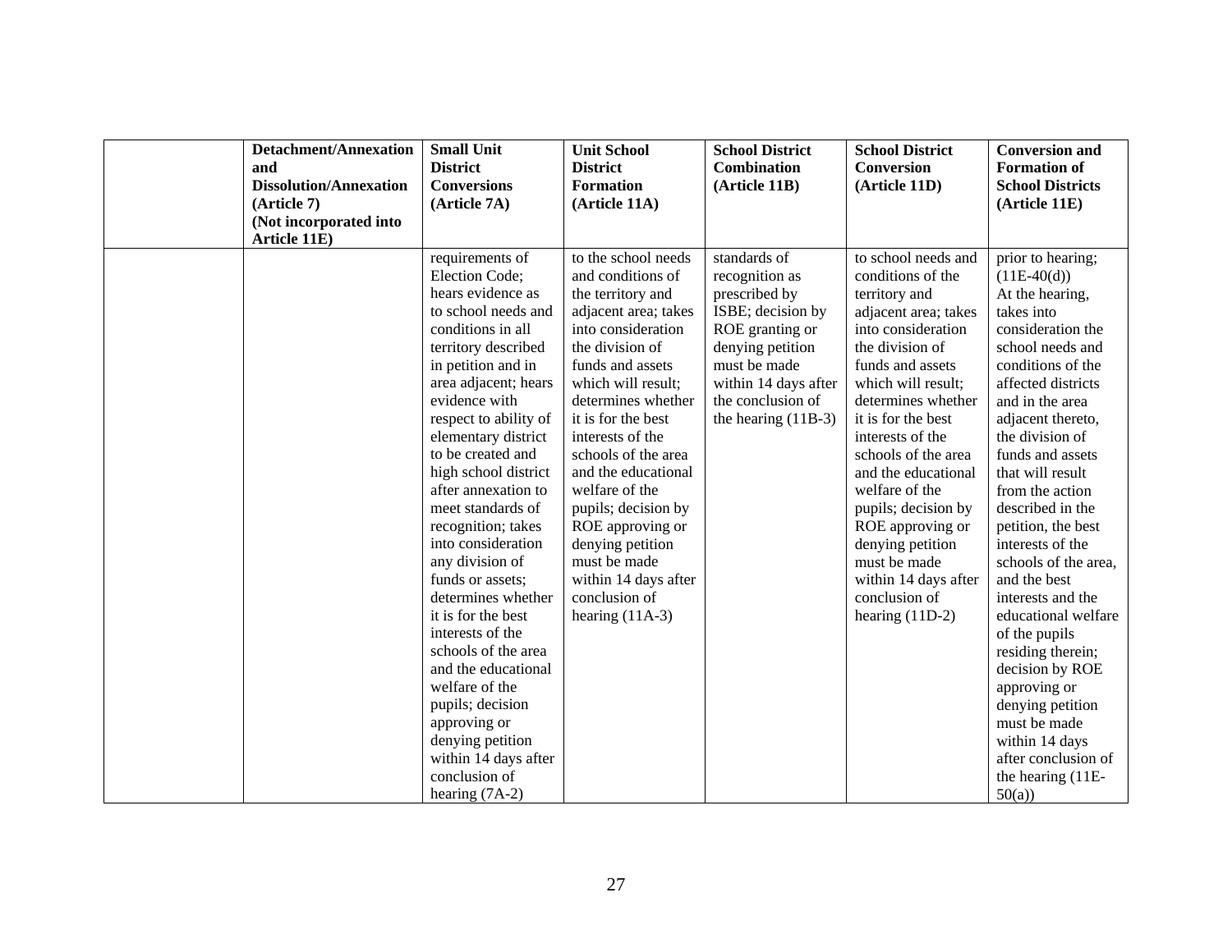| | Detachment/Annexation and Dissolution/Annexation (Article 7) (Not incorporated into Article 11E) | Small Unit District Conversions (Article 7A) | Unit School District Formation (Article 11A) | School District Combination (Article 11B) | School District Conversion (Article 11D) | Conversion and Formation of School Districts (Article 11E) |
|---|---|---|---|---|---|---|
| | | requirements of Election Code; hears evidence as to school needs and conditions in all territory described in petition and in area adjacent; hears evidence with respect to ability of elementary district to be created and high school district after annexation to meet standards of recognition; takes into consideration any division of funds or assets; determines whether it is for the best interests of the schools of the area and the educational welfare of the pupils; decision approving or denying petition within 14 days after conclusion of hearing (7A-2) | to the school needs and conditions of the territory and adjacent area; takes into consideration the division of funds and assets which will result; determines whether it is for the best interests of the schools of the area and the educational welfare of the pupils; decision by ROE approving or denying petition must be made within 14 days after conclusion of hearing (11A-3) | standards of recognition as prescribed by ISBE; decision by ROE granting or denying petition must be made within 14 days after the conclusion of the hearing (11B-3) | to school needs and conditions of the territory and adjacent area; takes into consideration the division of funds and assets which will result; determines whether it is for the best interests of the schools of the area and the educational welfare of the pupils; decision by ROE approving or denying petition must be made within 14 days after conclusion of hearing (11D-2) | prior to hearing; (11E-40(d)) At the hearing, takes into consideration the school needs and conditions of the affected districts and in the area adjacent thereto, the division of funds and assets that will result from the action described in the petition, the best interests of the schools of the area, and the best interests and the educational welfare of the pupils residing therein; decision by ROE approving or denying petition must be made within 14 days after conclusion of the hearing (11E-50(a)) |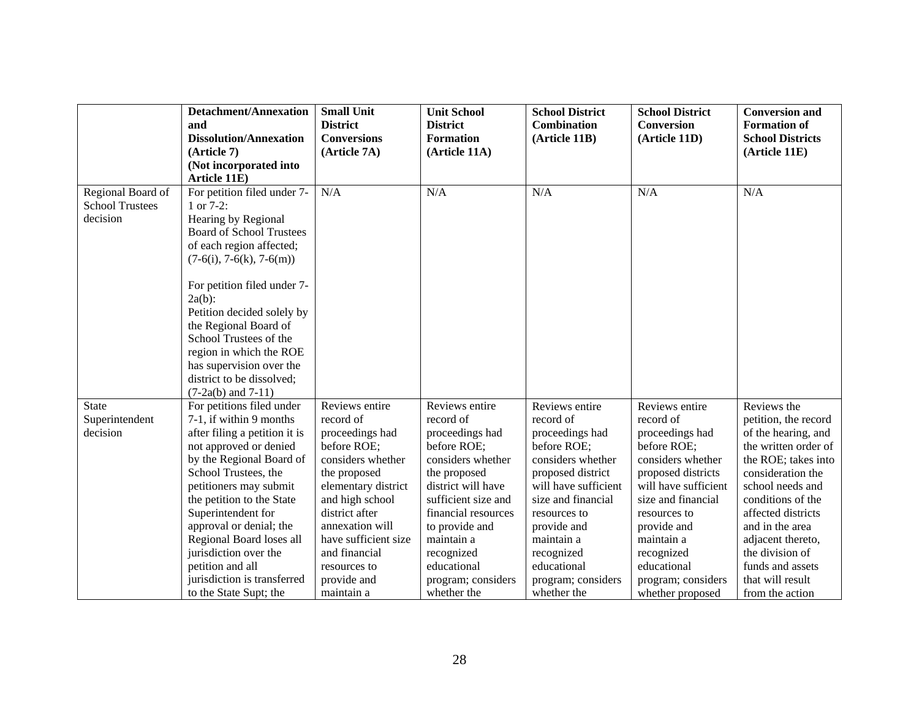| | Detachment/Annexation and Dissolution/Annexation (Article 7) (Not incorporated into Article 11E) | Small Unit District Conversions (Article 7A) | Unit School District Formation (Article 11A) | School District Combination (Article 11B) | School District Conversion (Article 11D) | Conversion and Formation of School Districts (Article 11E) |
|---|---|---|---|---|---|---|
| Regional Board of School Trustees decision | For petition filed under 7-1 or 7-2: Hearing by Regional Board of School Trustees of each region affected; (7-6(i), 7-6(k), 7-6(m)) For petition filed under 7-2a(b): Petition decided solely by the Regional Board of School Trustees of the region in which the ROE has supervision over the district to be dissolved; (7-2a(b) and 7-11) | N/A | N/A | N/A | N/A | N/A |
| State Superintendent decision | For petitions filed under 7-1, if within 9 months after filing a petition it is not approved or denied by the Regional Board of School Trustees, the petitioners may submit the petition to the State Superintendent for approval or denial; the Regional Board loses all jurisdiction over the petition and all jurisdiction is transferred to the State Supt; the | Reviews entire record of proceedings had before ROE; considers whether the proposed elementary district and high school district after annexation will have sufficient size and financial resources to provide and maintain a | Reviews entire record of proceedings had before ROE; considers whether the proposed district will have sufficient size and financial resources to provide and maintain a recognized educational program; considers whether the | Reviews entire record of proceedings had before ROE; considers whether proposed district will have sufficient size and financial resources to provide and maintain a recognized educational program; considers whether the | Reviews entire record of proceedings had before ROE; considers whether proposed districts will have sufficient size and financial resources to provide and maintain a recognized educational program; considers whether proposed | Reviews the petition, the record of the hearing, and the written order of the ROE; takes into consideration the school needs and conditions of the affected districts and in the area adjacent thereto, the division of funds and assets that will result from the action |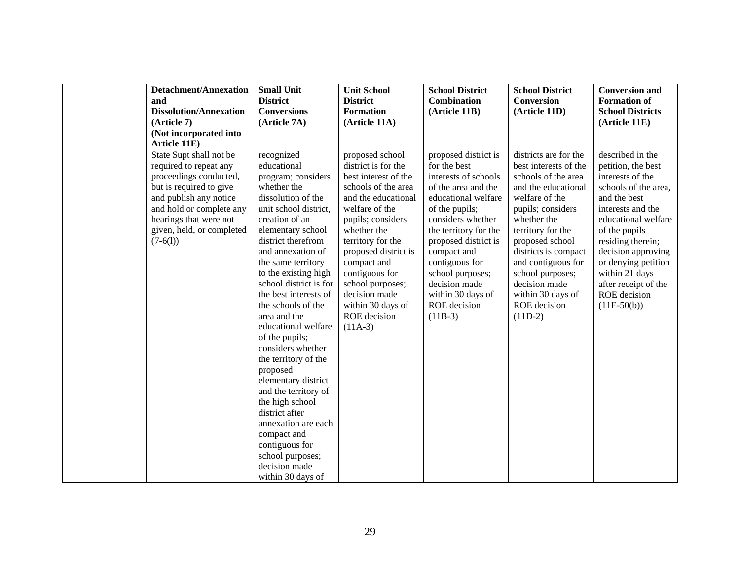| | Detachment/Annexation and Dissolution/Annexation (Article 7) (Not incorporated into Article 11E) | Small Unit District Conversions (Article 7A) | Unit School District Formation (Article 11A) | School District Combination (Article 11B) | School District Conversion (Article 11D) | Conversion and Formation of School Districts (Article 11E) |
|---|---|---|---|---|---|---|
| | State Supt shall not be required to repeat any proceedings conducted, but is required to give and publish any notice and hold or complete any hearings that were not given, held, or completed (7-6(l)) | recognized educational program; considers whether the dissolution of the unit school district, creation of an elementary school district therefrom and annexation of the same territory to the existing high school district is for the best interests of the schools of the area and the educational welfare of the pupils; considers whether the territory of the proposed elementary district and the territory of the high school district after annexation are each compact and contiguous for school purposes; decision made within 30 days of | proposed school district is for the best interest of the schools of the area and the educational welfare of the pupils; considers whether the territory for the proposed district is compact and contiguous for school purposes; decision made within 30 days of ROE decision (11A-3) | proposed district is for the best interests of schools of the area and the educational welfare of the pupils; considers whether the territory for the proposed district is compact and contiguous for school purposes; decision made within 30 days of ROE decision (11B-3) | districts are for the best interests of the schools of the area and the educational welfare of the pupils; considers whether the territory for the proposed school districts is compact and contiguous for school purposes; decision made within 30 days of ROE decision (11D-2) | described in the petition, the best interests of the schools of the area, and the best interests and the educational welfare of the pupils residing therein; decision approving or denying petition within 21 days after receipt of the ROE decision (11E-50(b)) |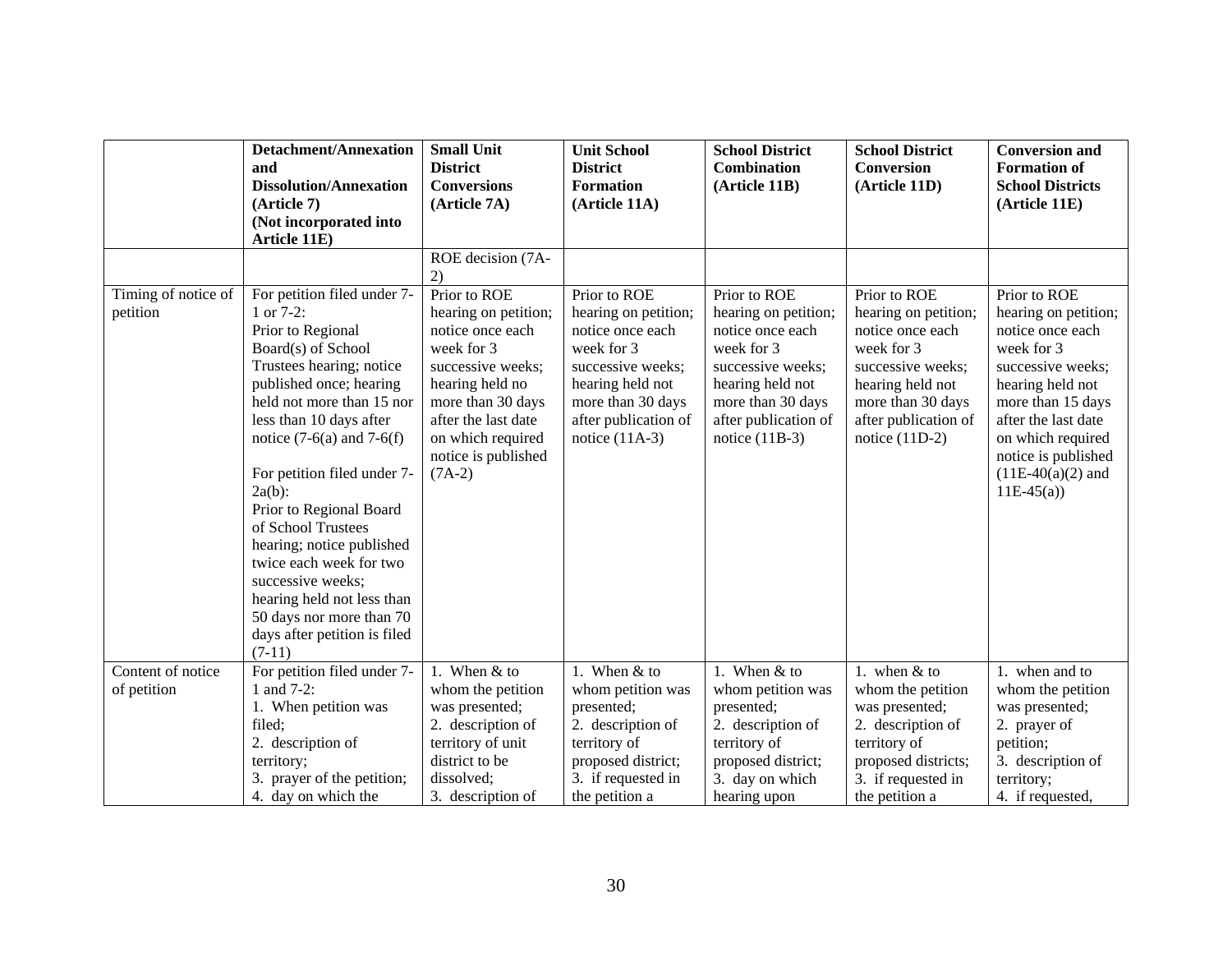| | Detachment/Annexation and Dissolution/Annexation (Article 7) (Not incorporated into Article 11E) | Small Unit District Conversions (Article 7A) | Unit School District Formation (Article 11A) | School District Combination (Article 11B) | School District Conversion (Article 11D) | Conversion and Formation of School Districts (Article 11E) |
|---|---|---|---|---|---|---|
| | | ROE decision (7A-2) | | | | |
| Timing of notice of petition | For petition filed under 7-1 or 7-2: Prior to Regional Board(s) of School Trustees hearing; notice published once; hearing held not more than 15 nor less than 10 days after notice (7-6(a) and 7-6(f)<br><br>For petition filed under 7-2a(b): Prior to Regional Board of School Trustees hearing; notice published twice each week for two successive weeks; hearing held not less than 50 days nor more than 70 days after petition is filed (7-11) | Prior to ROE hearing on petition; notice once each week for 3 successive weeks; hearing held no more than 30 days after the last date on which required notice is published (7A-2) | Prior to ROE hearing on petition; notice once each week for 3 successive weeks; hearing held not more than 30 days after publication of notice (11A-3) | Prior to ROE hearing on petition; notice once each week for 3 successive weeks; hearing held not more than 30 days after publication of notice (11B-3) | Prior to ROE hearing on petition; notice once each week for 3 successive weeks; hearing held not more than 30 days after publication of notice (11D-2) | Prior to ROE hearing on petition; notice once each week for 3 successive weeks; hearing held not more than 15 days after the last date on which required notice is published (11E-40(a)(2) and 11E-45(a)) |
| Content of notice of petition | For petition filed under 7-1 and 7-2:<br>1. When petition was filed;<br>2. description of territory;<br>3. prayer of the petition;<br>4. day on which the | 1. When & to whom the petition was presented;<br>2. description of territory of unit district to be dissolved;<br>3. description of | 1. When & to whom petition was presented;<br>2. description of territory of proposed district;<br>3. if requested in the petition a | 1. When & to whom petition was presented;<br>2. description of territory of proposed district;<br>3. day on which hearing upon | 1. when & to whom the petition was presented;<br>2. description of territory of proposed districts;<br>3. if requested in the petition a | 1. when and to whom the petition was presented;<br>2. prayer of petition;<br>3. description of territory;<br>4. if requested, |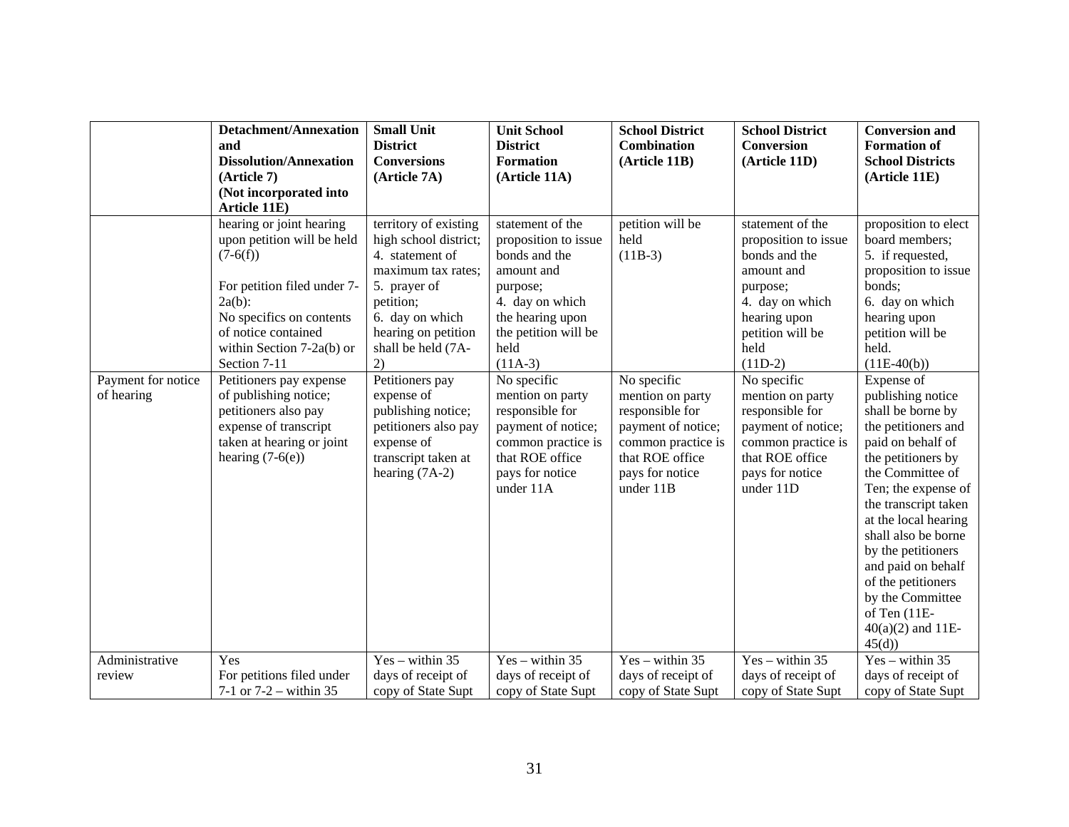| | Detachment/Annexation and Dissolution/Annexation (Article 7) (Not incorporated into Article 11E) | Small Unit District Conversions (Article 7A) | Unit School District Formation (Article 11A) | School District Combination (Article 11B) | School District Conversion (Article 11D) | Conversion and Formation of School Districts (Article 11E) |
|---|---|---|---|---|---|---|
| | hearing or joint hearing upon petition will be held (7-6(f))<br><br>For petition filed under 7-2a(b):<br>No specifics on contents of notice contained within Section 7-2a(b) or Section 7-11 | territory of existing high school district; 4. statement of maximum tax rates; 5. prayer of petition; 6. day on which hearing on petition shall be held (7A-2) | statement of the proposition to issue bonds and the amount and purpose; 4. day on which the hearing upon the petition will be held (11A-3) | petition will be held (11B-3) | statement of the proposition to issue bonds and the amount and purpose; 4. day on which hearing upon petition will be held (11D-2) | proposition to elect board members; 5. if requested, proposition to issue bonds; 6. day on which hearing upon petition will be held. (11E-40(b)) |
| Payment for notice of hearing | Petitioners pay expense of publishing notice; petitioners also pay expense of transcript taken at hearing or joint hearing (7-6(e)) | Petitioners pay expense of publishing notice; petitioners also pay expense of transcript taken at hearing (7A-2) | No specific mention on party responsible for payment of notice; common practice is that ROE office pays for notice under 11A | No specific mention on party responsible for payment of notice; common practice is that ROE office pays for notice under 11B | No specific mention on party responsible for payment of notice; common practice is that ROE office pays for notice under 11D | Expense of publishing notice shall be borne by the petitioners and paid on behalf of the petitioners by the Committee of Ten; the expense of the transcript taken at the local hearing shall also be borne by the petitioners and paid on behalf of the petitioners by the Committee of Ten (11E-40(a)(2) and 11E-45(d)) |
| Administrative review | Yes<br>For petitions filed under 7-1 or 7-2 – within 35 | Yes – within 35 days of receipt of copy of State Supt | Yes – within 35 days of receipt of copy of State Supt | Yes – within 35 days of receipt of copy of State Supt | Yes – within 35 days of receipt of copy of State Supt | Yes – within 35 days of receipt of copy of State Supt |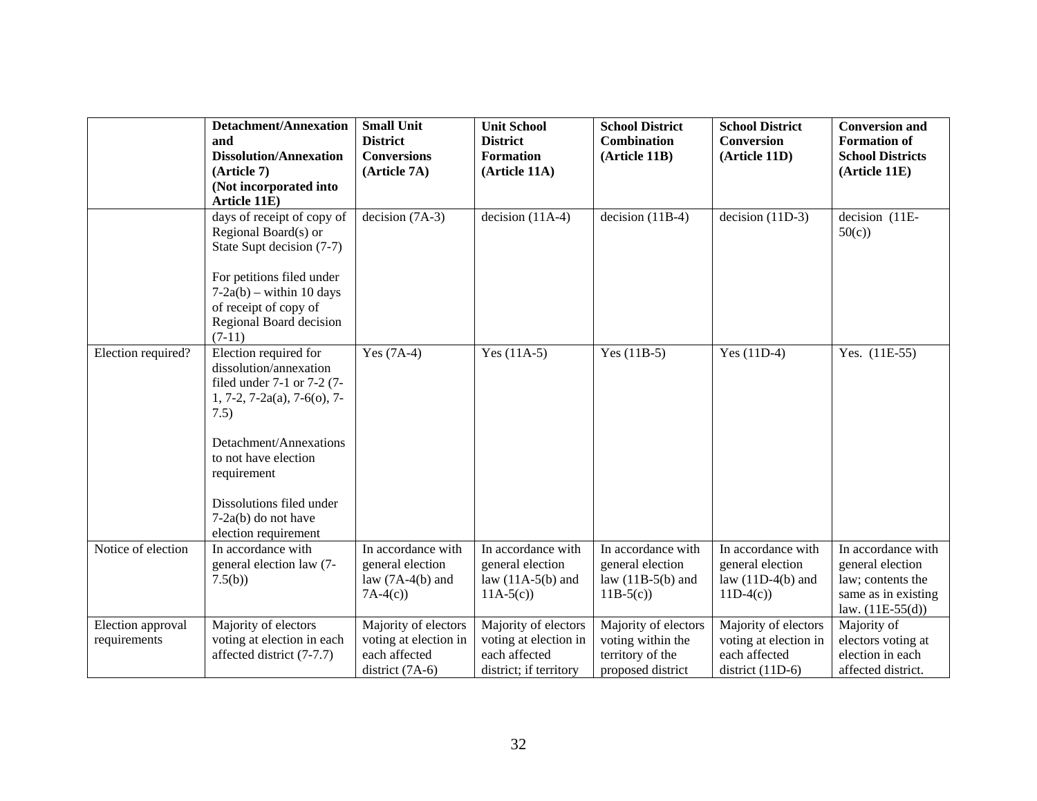| | Detachment/Annexation and Dissolution/Annexation (Article 7) (Not incorporated into Article 11E) | Small Unit District Conversions (Article 7A) | Unit School District Formation (Article 11A) | School District Combination (Article 11B) | School District Conversion (Article 11D) | Conversion and Formation of School Districts (Article 11E) |
|---|---|---|---|---|---|---|
| | days of receipt of copy of Regional Board(s) or State Supt decision (7-7)<br><br>For petitions filed under 7-2a(b) – within 10 days of receipt of copy of Regional Board decision (7-11) | decision (7A-3) | decision (11A-4) | decision (11B-4) | decision (11D-3) | decision (11E-50(c)) |
| Election required? | Election required for dissolution/annexation filed under 7-1 or 7-2 (7-1, 7-2, 7-2a(a), 7-6(o), 7-7.5)<br><br>Detachment/Annexations to not have election requirement<br><br>Dissolutions filed under 7-2a(b) do not have election requirement | Yes (7A-4) | Yes (11A-5) | Yes (11B-5) | Yes (11D-4) | Yes. (11E-55) |
| Notice of election | In accordance with general election law (7-7.5(b)) | In accordance with general election law (7A-4(b) and 7A-4(c)) | In accordance with general election law (11A-5(b) and 11A-5(c)) | In accordance with general election law (11B-5(b) and 11B-5(c)) | In accordance with general election law (11D-4(b) and 11D-4(c)) | In accordance with general election law; contents the same as in existing law. (11E-55(d)) |
| Election approval requirements | Majority of electors voting at election in each affected district (7-7.7) | Majority of electors voting at election in each affected district (7A-6) | Majority of electors voting at election in each affected district; if territory | Majority of electors voting within the territory of the proposed district | Majority of electors voting at election in each affected district (11D-6) | Majority of electors voting at election in each affected district. |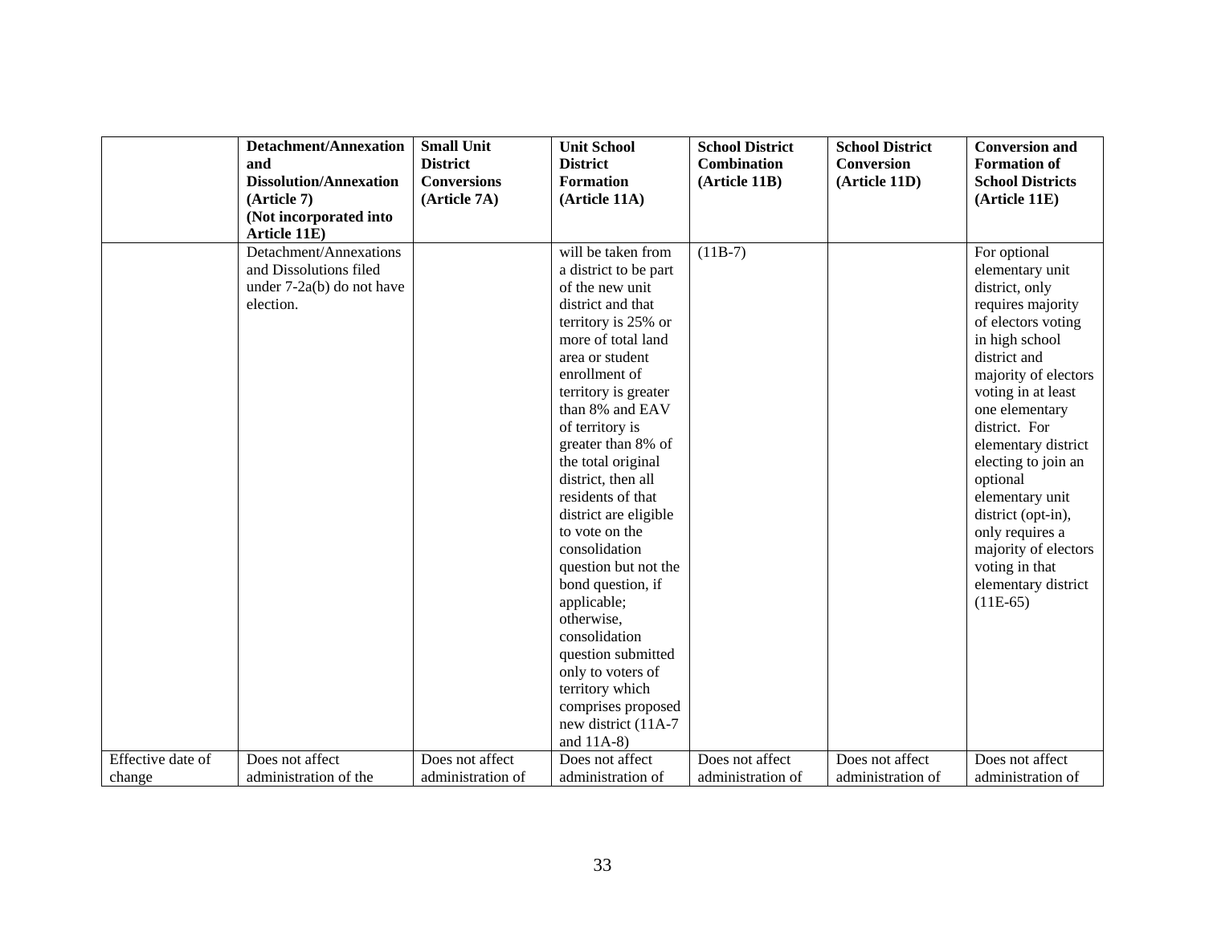| | **Detachment/Annexation and Dissolution/Annexation (Article 7) (Not incorporated into Article 11E)** | **Small Unit District Conversions (Article 7A)** | **Unit School District Formation (Article 11A)** | **School District Combination (Article 11B)** | **School District Conversion (Article 11D)** | **Conversion and Formation of School Districts (Article 11E)** |
|---|---|---|---|---|---|---|
| | Detachment/Annexations and Dissolutions filed under 7-2a(b) do not have election. | | will be taken from a district to be part of the new unit district and that territory is 25% or more of total land area or student enrollment of territory is greater than 8% and EAV of territory is greater than 8% of the total original district, then all residents of that district are eligible to vote on the consolidation question but not the bond question, if applicable; otherwise, consolidation question submitted only to voters of territory which comprises proposed new district (11A-7 and 11A-8) | (11B-7) | | For optional elementary unit district, only requires majority of electors voting in high school district and majority of electors voting in at least one elementary district. For elementary district electing to join an optional elementary unit district (opt-in), only requires a majority of electors voting in that elementary district (11E-65) |
| Effective date of change | Does not affect administration of the | Does not affect administration of | Does not affect administration of | Does not affect administration of | Does not affect administration of | Does not affect administration of |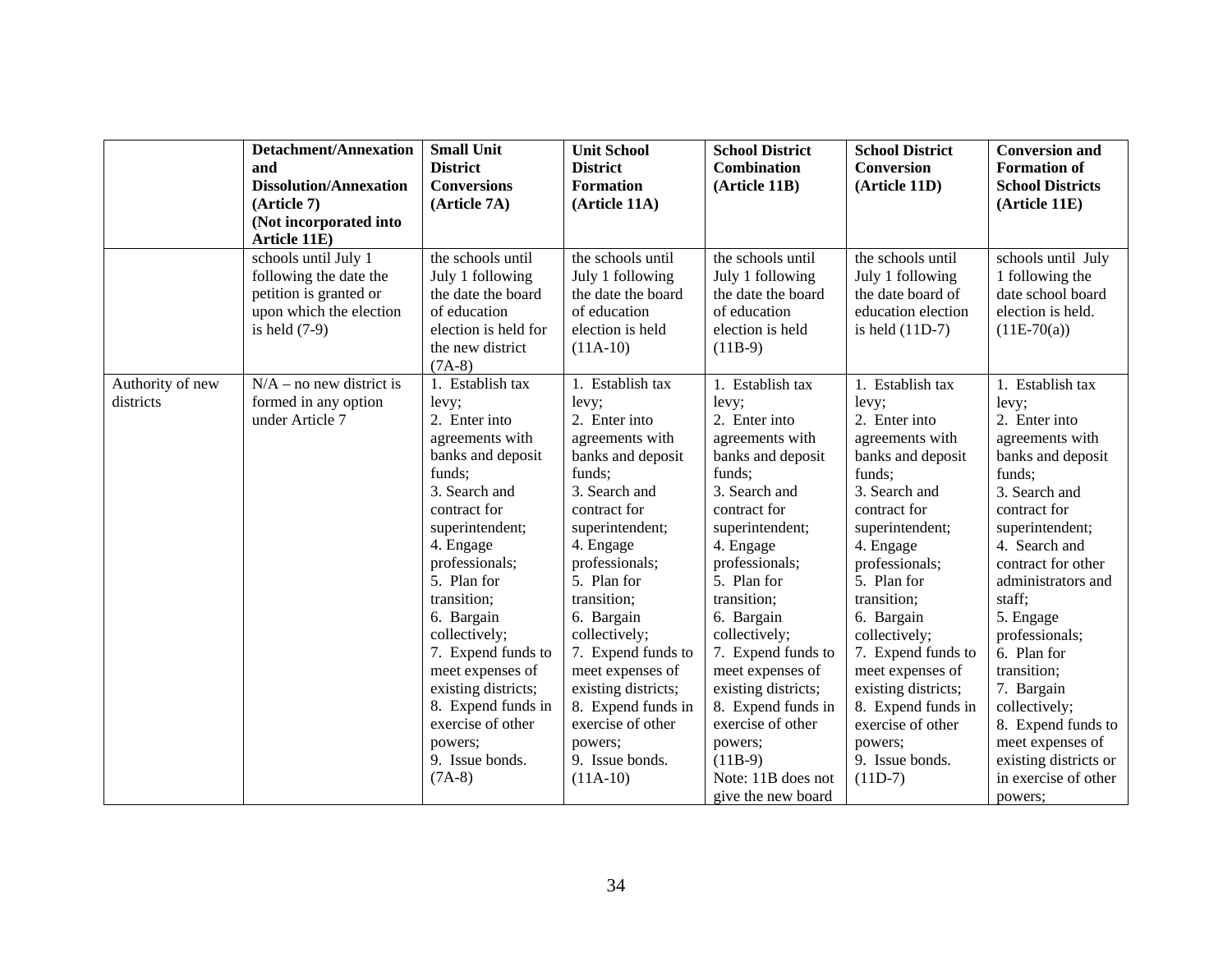| | Detachment/Annexation and Dissolution/Annexation (Article 7) (Not incorporated into Article 11E) | Small Unit District Conversions (Article 7A) | Unit School District Formation (Article 11A) | School District Combination (Article 11B) | School District Conversion (Article 11D) | Conversion and Formation of School Districts (Article 11E) |
|---|---|---|---|---|---|---|
| | schools until July 1 following the date the petition is granted or upon which the election is held (7-9) | the schools until July 1 following the date the board of education election is held for the new district (7A-8) | the schools until July 1 following the date the board of education election is held (11A-10) | the schools until July 1 following the date the board of education election is held (11B-9) | the schools until July 1 following the date board of education election is held (11D-7) | schools until July 1 following the date school board election is held. (11E-70(a)) |
| Authority of new districts | N/A – no new district is formed in any option under Article 7 | 1. Establish tax levy; 2. Enter into agreements with banks and deposit funds; 3. Search and contract for superintendent; 4. Engage professionals; 5. Plan for transition; 6. Bargain collectively; 7. Expend funds to meet expenses of existing districts; 8. Expend funds in exercise of other powers; 9. Issue bonds. (7A-8) | 1. Establish tax levy; 2. Enter into agreements with banks and deposit funds; 3. Search and contract for superintendent; 4. Engage professionals; 5. Plan for transition; 6. Bargain collectively; 7. Expend funds to meet expenses of existing districts; 8. Expend funds in exercise of other powers; 9. Issue bonds. (11A-10) | 1. Establish tax levy; 2. Enter into agreements with banks and deposit funds; 3. Search and contract for superintendent; 4. Engage professionals; 5. Plan for transition; 6. Bargain collectively; 7. Expend funds to meet expenses of existing districts; 8. Expend funds in exercise of other powers; (11B-9) Note: 11B does not give the new board | 1. Establish tax levy; 2. Enter into agreements with banks and deposit funds; 3. Search and contract for superintendent; 4. Engage professionals; 5. Plan for transition; 6. Bargain collectively; 7. Expend funds to meet expenses of existing districts; 8. Expend funds in exercise of other powers; 9. Issue bonds. (11D-7) | 1. Establish tax levy; 2. Enter into agreements with banks and deposit funds; 3. Search and contract for superintendent; 4. Search and contract for other administrators and staff; 5. Engage professionals; 6. Plan for transition; 7. Bargain collectively; 8. Expend funds to meet expenses of existing districts or in exercise of other powers; |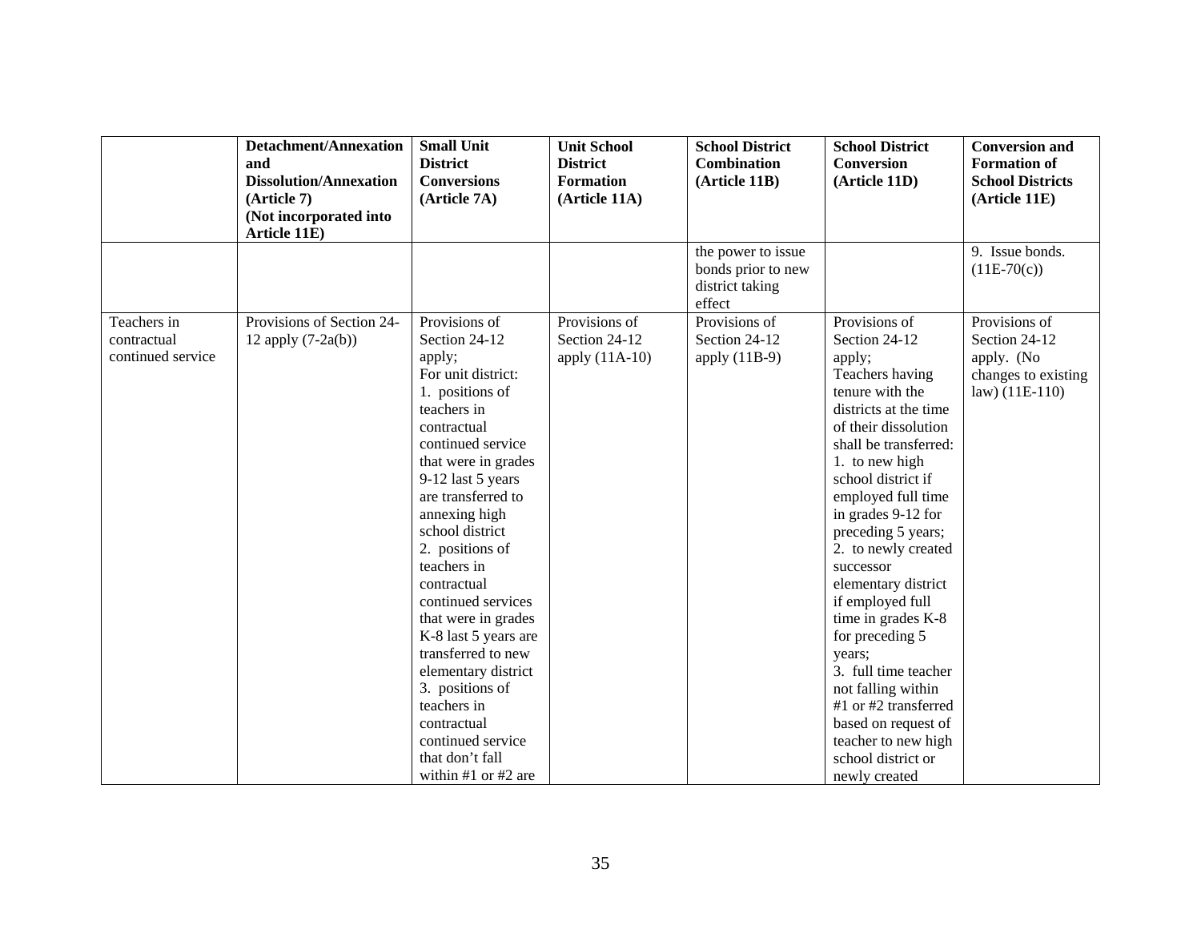| | Detachment/Annexation and Dissolution/Annexation (Article 7) (Not incorporated into Article 11E) | Small Unit District Conversions (Article 7A) | Unit School District Formation (Article 11A) | School District Combination (Article 11B) | School District Conversion (Article 11D) | Conversion and Formation of School Districts (Article 11E) |
|---|---|---|---|---|---|---|
| | | | | the power to issue bonds prior to new district taking effect | | 9. Issue bonds. (11E-70(c)) |
| Teachers in contractual continued service | Provisions of Section 24-12 apply (7-2a(b)) | Provisions of Section 24-12 apply;<br>For unit district:<br>1. positions of teachers in contractual continued service that were in grades 9-12 last 5 years are transferred to annexing high school district<br>2. positions of teachers in contractual continued services that were in grades K-8 last 5 years are transferred to new elementary district<br>3. positions of teachers in contractual continued service that don't fall within #1 or #2 are | Provisions of Section 24-12 apply (11A-10) | Provisions of Section 24-12 apply (11B-9) | Provisions of Section 24-12 apply;<br>Teachers having tenure with the districts at the time of their dissolution shall be transferred:<br>1. to new high school district if employed full time in grades 9-12 for preceding 5 years;<br>2. to newly created successor elementary district if employed full time in grades K-8 for preceding 5 years;<br>3. full time teacher not falling within #1 or #2 transferred based on request of teacher to new high school district or newly created | Provisions of Section 24-12 apply. (No changes to existing law) (11E-110) |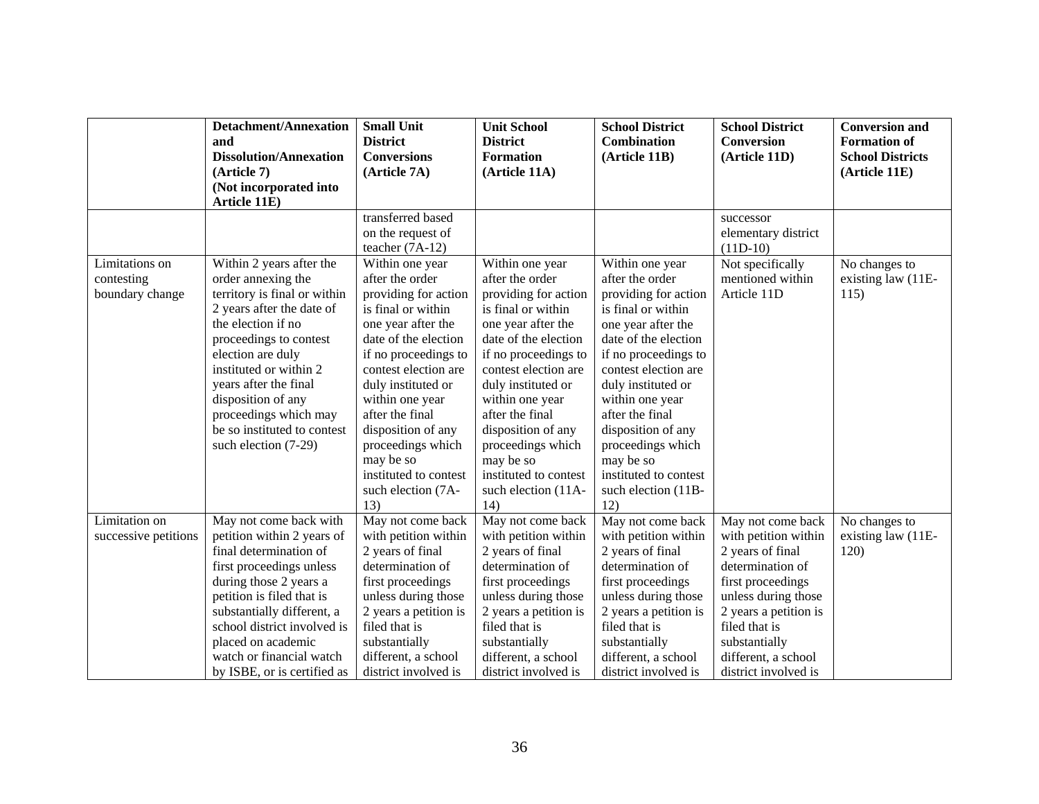| | Detachment/Annexation and Dissolution/Annexation (Article 7) (Not incorporated into Article 11E) | Small Unit District Conversions (Article 7A) | Unit School District Formation (Article 11A) | School District Combination (Article 11B) | School District Conversion (Article 11D) | Conversion and Formation of School Districts (Article 11E) |
|---|---|---|---|---|---|---|
| | | transferred based on the request of teacher (7A-12) | | | successor elementary district (11D-10) | |
| Limitations on contesting boundary change | Within 2 years after the order annexing the territory is final or within 2 years after the date of the election if no proceedings to contest election are duly instituted or within 2 years after the final disposition of any proceedings which may be so instituted to contest such election (7-29) | Within one year after the order providing for action is final or within one year after the date of the election if no proceedings to contest election are duly instituted or within one year after the final disposition of any proceedings which may be so instituted to contest such election (7A-13) | Within one year after the order providing for action is final or within one year after the date of the election if no proceedings to contest election are duly instituted or within one year after the final disposition of any proceedings which may be so instituted to contest such election (11A-14) | Within one year after the order providing for action is final or within one year after the date of the election if no proceedings to contest election are duly instituted or within one year after the final disposition of any proceedings which may be so instituted to contest such election (11B-12) | Not specifically mentioned within Article 11D | No changes to existing law (11E-115) |
| Limitation on successive petitions | May not come back with petition within 2 years of final determination of first proceedings unless during those 2 years a petition is filed that is substantially different, a school district involved is placed on academic watch or financial watch by ISBE, or is certified as | May not come back with petition within 2 years of final determination of first proceedings unless during those 2 years a petition is filed that is substantially different, a school district involved is | May not come back with petition within 2 years of final determination of first proceedings unless during those 2 years a petition is filed that is substantially different, a school district involved is | May not come back with petition within 2 years of final determination of first proceedings unless during those 2 years a petition is filed that is substantially different, a school district involved is | May not come back with petition within 2 years of final determination of first proceedings unless during those 2 years a petition is filed that is substantially different, a school district involved is | No changes to existing law (11E-120) |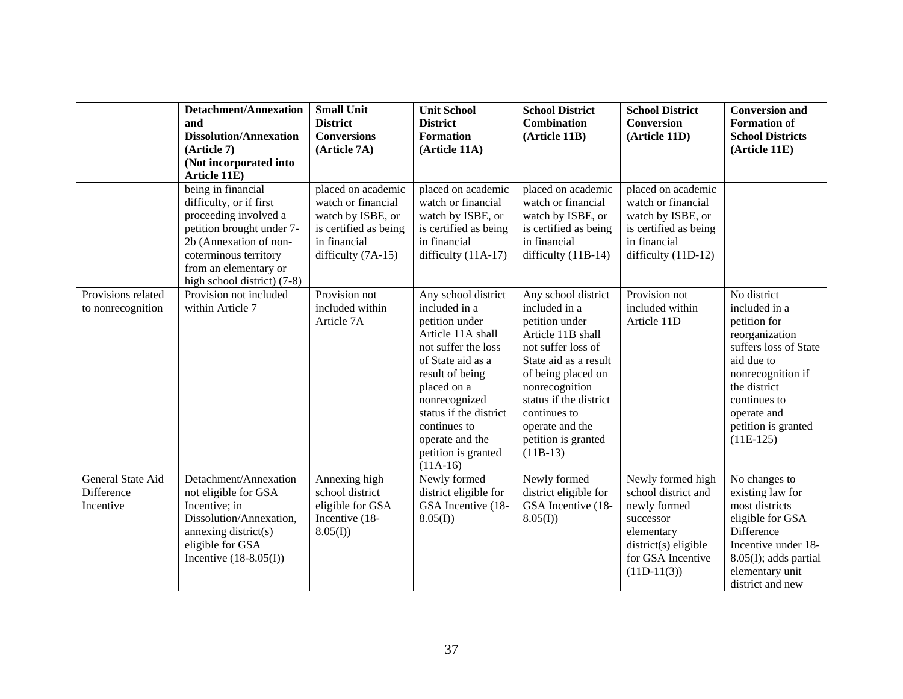| | Detachment/Annexation and Dissolution/Annexation (Article 7) (Not incorporated into Article 11E) | Small Unit District Conversions (Article 7A) | Unit School District Formation (Article 11A) | School District Combination (Article 11B) | School District Conversion (Article 11D) | Conversion and Formation of School Districts (Article 11E) |
|---|---|---|---|---|---|---|
| | being in financial difficulty, or if first proceeding involved a petition brought under 7-2b (Annexation of non-coterminous territory from an elementary or high school district) (7-8) | placed on academic watch or financial watch by ISBE, or is certified as being in financial difficulty (7A-15) | placed on academic watch or financial watch by ISBE, or is certified as being in financial difficulty (11A-17) | placed on academic watch or financial watch by ISBE, or is certified as being in financial difficulty (11B-14) | placed on academic watch or financial watch by ISBE, or is certified as being in financial difficulty (11D-12) | |
| Provisions related to nonrecognition | Provision not included within Article 7 | Provision not included within Article 7A | Any school district included in a petition under Article 11A shall not suffer the loss of State aid as a result of being placed on a nonrecognized status if the district continues to operate and the petition is granted (11A-16) | Any school district included in a petition under Article 11B shall not suffer loss of State aid as a result of being placed on nonrecognition status if the district continues to operate and the petition is granted (11B-13) | Provision not included within Article 11D | No district included in a petition for reorganization suffers loss of State aid due to nonrecognition if the district continues to operate and petition is granted (11E-125) |
| General State Aid Difference Incentive | Detachment/Annexation not eligible for GSA Incentive; in Dissolution/Annexation, annexing district(s) eligible for GSA Incentive (18-8.05(I)) | Annexing high school district eligible for GSA Incentive (18-8.05(I)) | Newly formed district eligible for GSA Incentive (18-8.05(I)) | Newly formed district eligible for GSA Incentive (18-8.05(I)) | Newly formed high school district and newly formed successor elementary district(s) eligible for GSA Incentive (11D-11(3)) | No changes to existing law for most districts eligible for GSA Difference Incentive under 18-8.05(I); adds partial elementary unit district and new |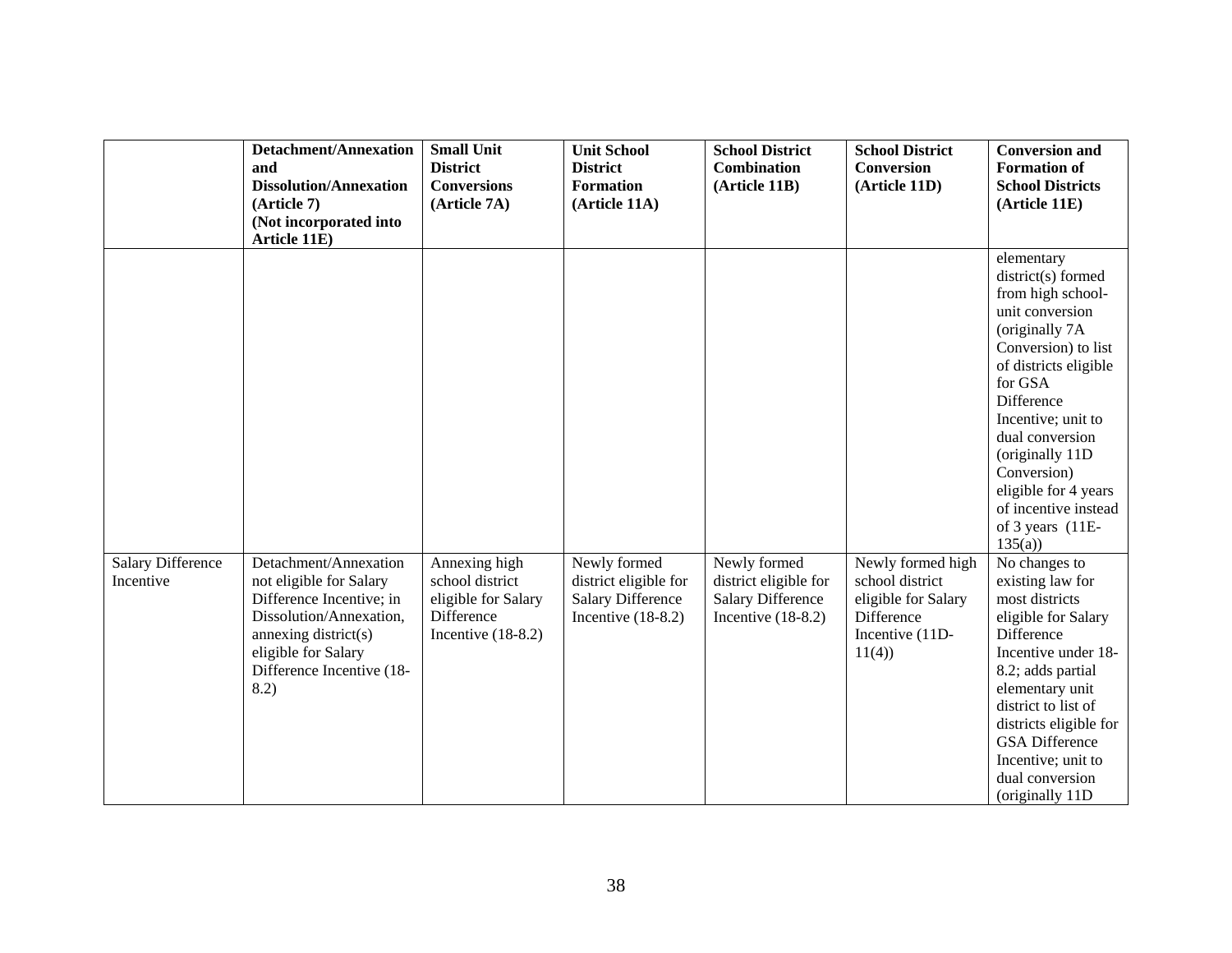| | Detachment/Annexation and Dissolution/Annexation (Article 7) (Not incorporated into Article 11E) | Small Unit District Conversions (Article 7A) | Unit School District Formation (Article 11A) | School District Combination (Article 11B) | School District Conversion (Article 11D) | Conversion and Formation of School Districts (Article 11E) |
|---|---|---|---|---|---|---|
| | | | | | | elementary district(s) formed from high school-unit conversion (originally 7A Conversion) to list of districts eligible for GSA Difference Incentive; unit to dual conversion (originally 11D Conversion) eligible for 4 years of incentive instead of 3 years (11E-135(a)) |
| Salary Difference Incentive | Detachment/Annexation not eligible for Salary Difference Incentive; in Dissolution/Annexation, annexing district(s) eligible for Salary Difference Incentive (18-8.2) | Annexing high school district eligible for Salary Difference Incentive (18-8.2) | Newly formed district eligible for Salary Difference Incentive (18-8.2) | Newly formed district eligible for Salary Difference Incentive (18-8.2) | Newly formed high school district eligible for Salary Difference Incentive (11D-11(4)) | No changes to existing law for most districts eligible for Salary Difference Incentive under 18-8.2; adds partial elementary unit district to list of districts eligible for GSA Difference Incentive; unit to dual conversion (originally 11D |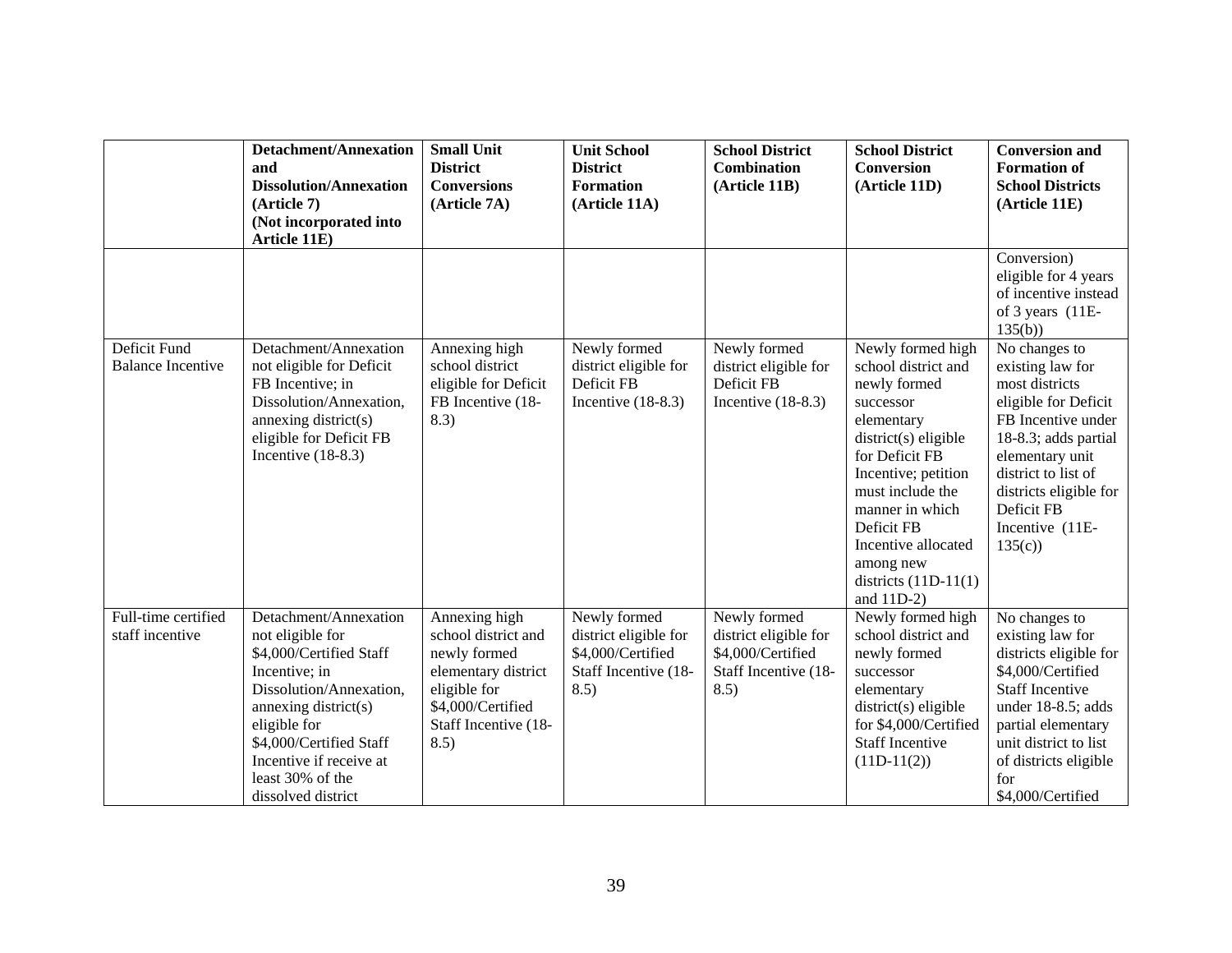| | Detachment/Annexation and Dissolution/Annexation (Article 7) (Not incorporated into Article 11E) | Small Unit District Conversions (Article 7A) | Unit School District Formation (Article 11A) | School District Combination (Article 11B) | School District Conversion (Article 11D) | Conversion and Formation of School Districts (Article 11E) |
|---|---|---|---|---|---|---|
| | | | | | | Conversion) eligible for 4 years of incentive instead of 3 years (11E-135(b)) |
| Deficit Fund Balance Incentive | Detachment/Annexation not eligible for Deficit FB Incentive; in Dissolution/Annexation, annexing district(s) eligible for Deficit FB Incentive (18-8.3) | Annexing high school district eligible for Deficit FB Incentive (18-8.3) | Newly formed district eligible for Deficit FB Incentive (18-8.3) | Newly formed district eligible for Deficit FB Incentive (18-8.3) | Newly formed high school district and newly formed successor elementary district(s) eligible for Deficit FB Incentive; petition must include the manner in which Deficit FB Incentive allocated among new districts (11D-11(1) and 11D-2) | No changes to existing law for most districts eligible for Deficit FB Incentive under 18-8.3; adds partial elementary unit district to list of districts eligible for Deficit FB Incentive (11E-135(c)) |
| Full-time certified staff incentive | Detachment/Annexation not eligible for $4,000/Certified Staff Incentive; in Dissolution/Annexation, annexing district(s) eligible for $4,000/Certified Staff Incentive if receive at least 30% of the dissolved district | Annexing high school district and newly formed elementary district eligible for $4,000/Certified Staff Incentive (18-8.5) | Newly formed district eligible for $4,000/Certified Staff Incentive (18-8.5) | Newly formed district eligible for $4,000/Certified Staff Incentive (18-8.5) | Newly formed high school district and newly formed successor elementary district(s) eligible for $4,000/Certified Staff Incentive (11D-11(2)) | No changes to existing law for districts eligible for $4,000/Certified Staff Incentive under 18-8.5; adds partial elementary unit district to list of districts eligible for $4,000/Certified |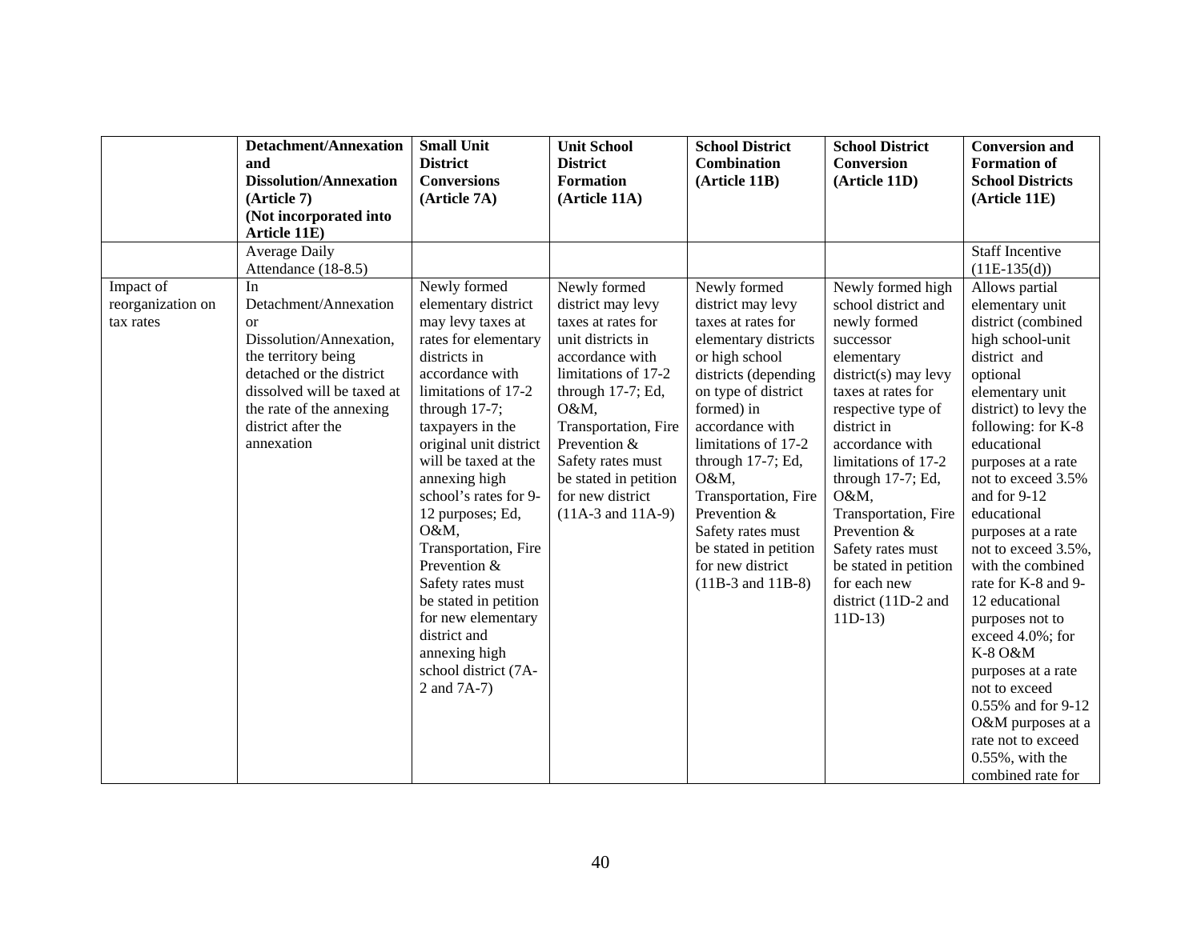| | Detachment/Annexation and Dissolution/Annexation (Article 7) (Not incorporated into Article 11E) | Small Unit District Conversions (Article 7A) | Unit School District Formation (Article 11A) | School District Combination (Article 11B) | School District Conversion (Article 11D) | Conversion and Formation of School Districts (Article 11E) |
|---|---|---|---|---|---|---|
| | Average Daily Attendance (18-8.5) | | | | | Staff Incentive (11E-135(d)) |
| Impact of reorganization on tax rates | In Detachment/Annexation or Dissolution/Annexation, the territory being detached or the district dissolved will be taxed at the rate of the annexing district after the annexation | Newly formed elementary district may levy taxes at rates for elementary districts in accordance with limitations of 17-2 through 17-7; taxpayers in the original unit district will be taxed at the annexing high school's rates for 9-12 purposes; Ed, O&M, Transportation, Fire Prevention & Safety rates must be stated in petition for new elementary district and annexing high school district (7A-2 and 7A-7) | Newly formed district may levy taxes at rates for unit districts in accordance with limitations of 17-2 through 17-7; Ed, O&M, Transportation, Fire Prevention & Safety rates must be stated in petition for new district (11A-3 and 11A-9) | Newly formed district may levy taxes at rates for elementary districts or high school districts (depending on type of district formed) in accordance with limitations of 17-2 through 17-7; Ed, O&M, Transportation, Fire Prevention & Safety rates must be stated in petition for new district (11B-3 and 11B-8) | Newly formed high school district and newly formed successor elementary district(s) may levy taxes at rates for respective type of district in accordance with limitations of 17-2 through 17-7; Ed, O&M, Transportation, Fire Prevention & Safety rates must be stated in petition for each new district (11D-2 and 11D-13) | Allows partial elementary unit district (combined high school-unit district and optional elementary unit district) to levy the following: for K-8 educational purposes at a rate not to exceed 3.5% and for 9-12 educational purposes at a rate not to exceed 3.5%, with the combined rate for K-8 and 9-12 educational purposes not to exceed 4.0%; for K-8 O&M purposes at a rate not to exceed 0.55% and for 9-12 O&M purposes at a rate not to exceed 0.55%, with the combined rate for |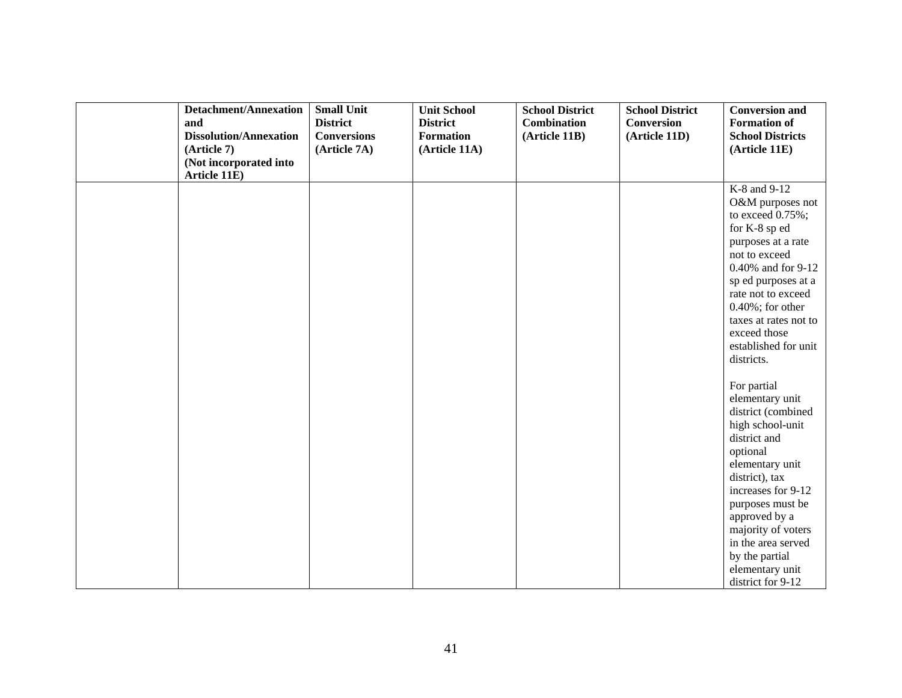| | Detachment/Annexation and Dissolution/Annexation (Article 7) (Not incorporated into Article 11E) | Small Unit District Conversions (Article 7A) | Unit School District Formation (Article 11A) | School District Combination (Article 11B) | School District Conversion (Article 11D) | Conversion and Formation of School Districts (Article 11E) |
|---|---|---|---|---|---|---|
| | | | | | | K-8 and 9-12 O&M purposes not to exceed 0.75%; for K-8 sp ed purposes at a rate not to exceed 0.40% and for 9-12 sp ed purposes at a rate not to exceed 0.40%; for other taxes at rates not to exceed those established for unit districts.<br><br>For partial elementary unit district (combined high school-unit district and optional elementary unit district), tax increases for 9-12 purposes must be approved by a majority of voters in the area served by the partial elementary unit district for 9-12 |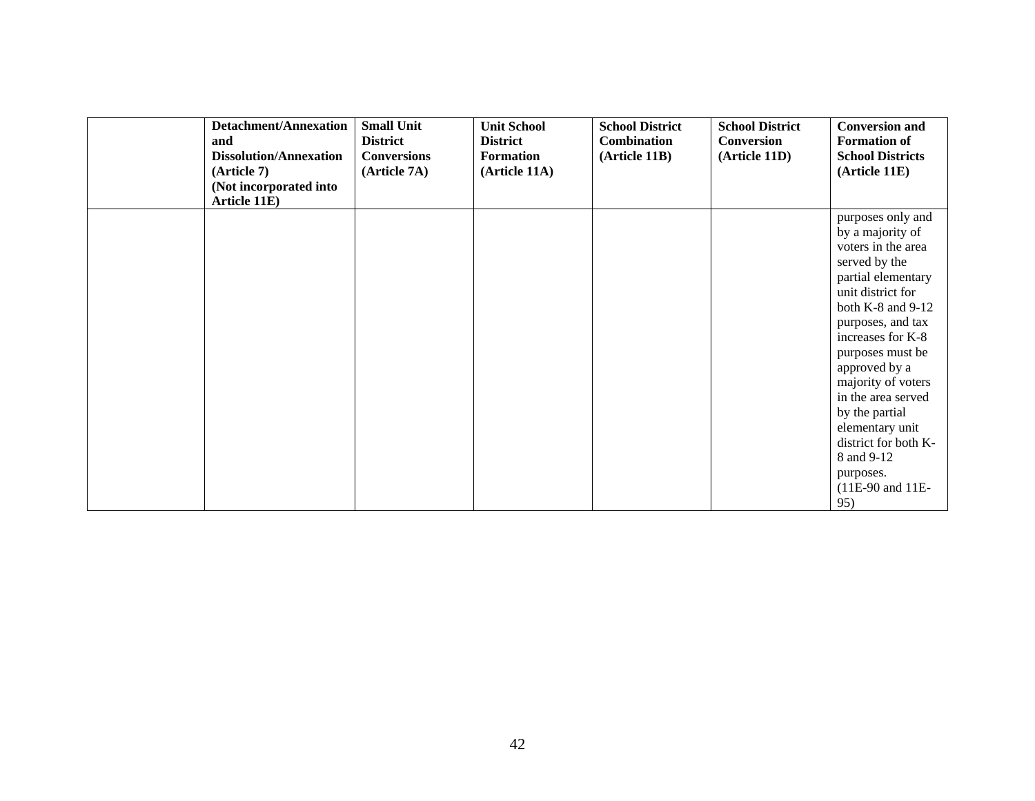| | Detachment/Annexation and Dissolution/Annexation (Article 7) (Not incorporated into Article 11E) | Small Unit District Conversions (Article 7A) | Unit School District Formation (Article 11A) | School District Combination (Article 11B) | School District Conversion (Article 11D) | Conversion and Formation of School Districts (Article 11E) |
|---|---|---|---|---|---|---|
| | | | | | | purposes only and by a majority of voters in the area served by the partial elementary unit district for both K-8 and 9-12 purposes, and tax increases for K-8 purposes must be approved by a majority of voters in the area served by the partial elementary unit district for both K-8 and 9-12 purposes. (11E-90 and 11E-95) |